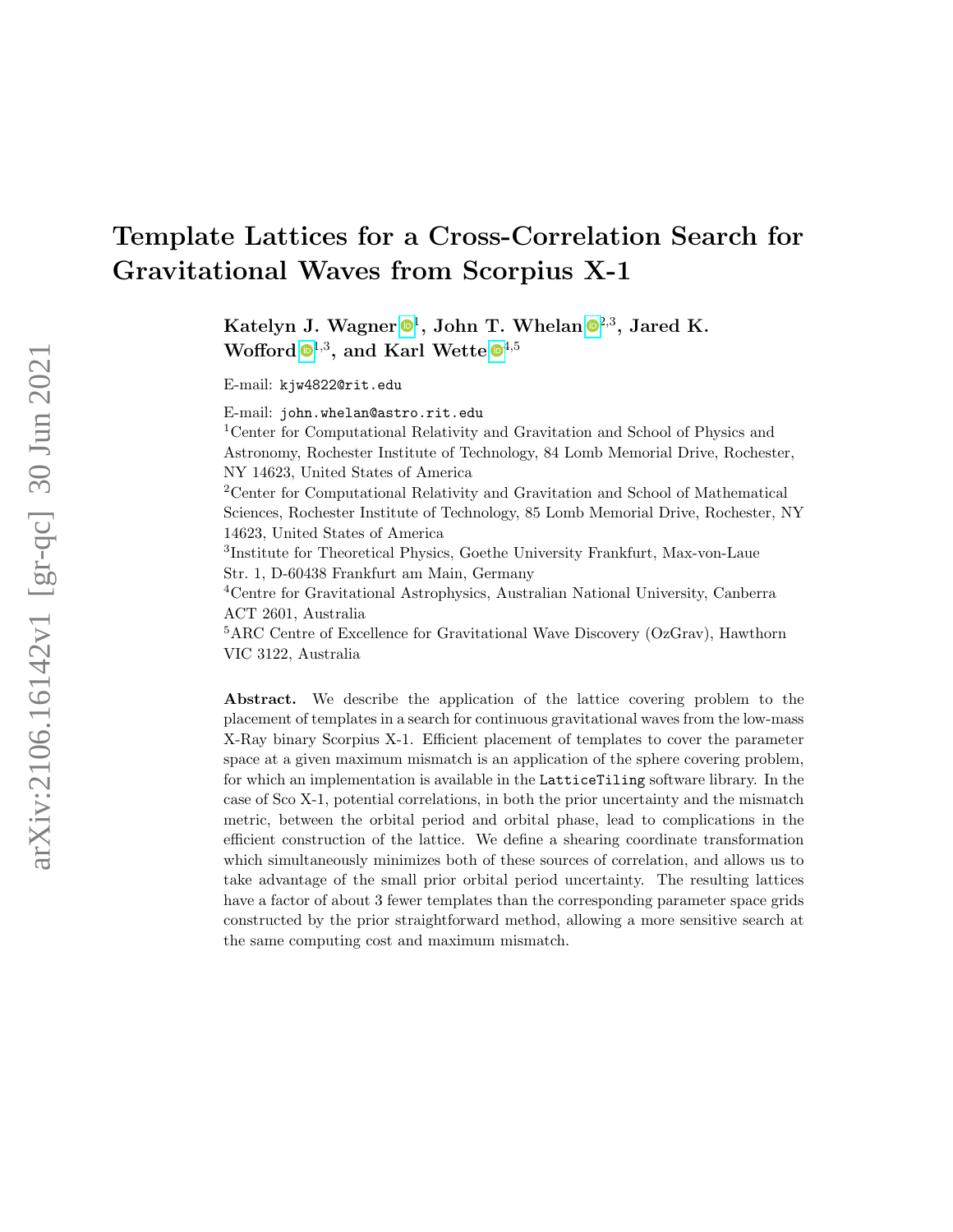# Template Lattices for a Cross-Correlation Search for Gravitational Waves from Scorpius X-1

**Katelyn J. Wagner**[1], **John T. Whelan**[2,3], **Jared K. Wofford**[1,3], **and Karl Wette**[4,5]

E-mail: `kjw4822@rit.edu`

E-mail: `john.whelan@astro.rit.edu`

[1]Center for Computational Relativity and Gravitation and School of Physics and Astronomy, Rochester Institute of Technology, 84 Lomb Memorial Drive, Rochester, NY 14623, United States of America

[2]Center for Computational Relativity and Gravitation and School of Mathematical Sciences, Rochester Institute of Technology, 85 Lomb Memorial Drive, Rochester, NY 14623, United States of America

[3]Institute for Theoretical Physics, Goethe University Frankfurt, Max-von-Laue Str. 1, D-60438 Frankfurt am Main, Germany

[4]Centre for Gravitational Astrophysics, Australian National University, Canberra ACT 2601, Australia

[5]ARC Centre of Excellence for Gravitational Wave Discovery (OzGrav), Hawthorn VIC 3122, Australia

**Abstract.** We describe the application of the lattice covering problem to the placement of templates in a search for continuous gravitational waves from the low-mass X-Ray binary Scorpius X-1. Efficient placement of templates to cover the parameter space at a given maximum mismatch is an application of the sphere covering problem, for which an implementation is available in the `LatticeTiling` software library. In the case of Sco X-1, potential correlations, in both the prior uncertainty and the mismatch metric, between the orbital period and orbital phase, lead to complications in the efficient construction of the lattice. We define a shearing coordinate transformation which simultaneously minimizes both of these sources of correlation, and allows us to take advantage of the small prior orbital period uncertainty. The resulting lattices have a factor of about 3 fewer templates than the corresponding parameter space grids constructed by the prior straightforward method, allowing a more sensitive search at the same computing cost and maximum mismatch.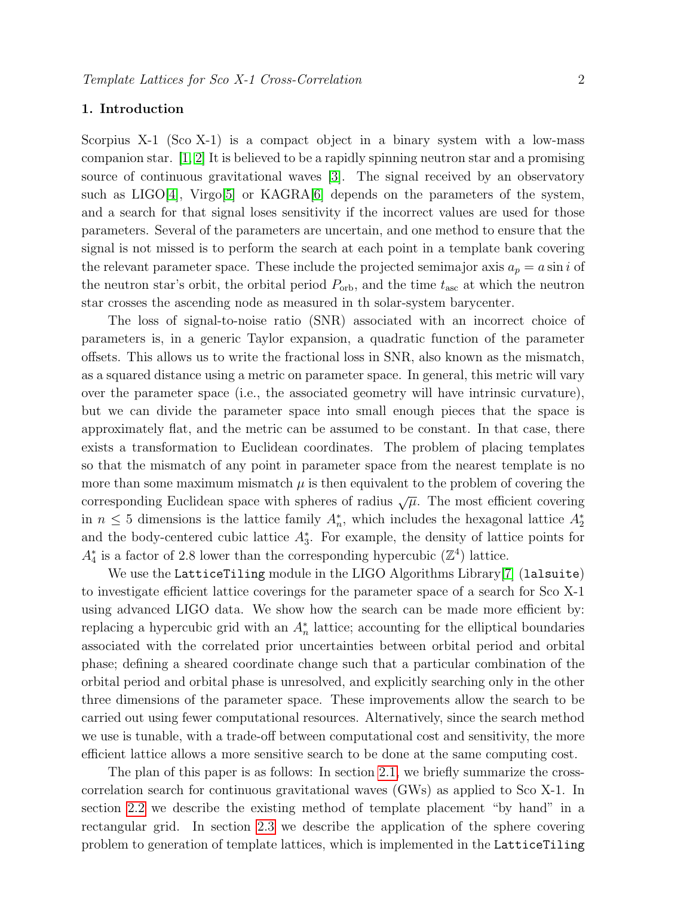## 1. Introduction

Scorpius X-1 (Sco X-1) is a compact object in a binary system with a low-mass companion star. [1, 2] It is believed to be a rapidly spinning neutron star and a promising source of continuous gravitational waves [3]. The signal received by an observatory such as LIGO[4], Virgo[5] or KAGRA[6] depends on the parameters of the system, and a search for that signal loses sensitivity if the incorrect values are used for those parameters. Several of the parameters are uncertain, and one method to ensure that the signal is not missed is to perform the search at each point in a template bank covering the relevant parameter space. These include the projected semimajor axis $a_p = a \sin i$ of the neutron star's orbit, the orbital period $P_{\mathrm{orb}}$, and the time $t_{\mathrm{asc}}$ at which the neutron star crosses the ascending node as measured in th solar-system barycenter.

The loss of signal-to-noise ratio (SNR) associated with an incorrect choice of parameters is, in a generic Taylor expansion, a quadratic function of the parameter offsets. This allows us to write the fractional loss in SNR, also known as the mismatch, as a squared distance using a metric on parameter space. In general, this metric will vary over the parameter space (i.e., the associated geometry will have intrinsic curvature), but we can divide the parameter space into small enough pieces that the space is approximately flat, and the metric can be assumed to be constant. In that case, there exists a transformation to Euclidean coordinates. The problem of placing templates so that the mismatch of any point in parameter space from the nearest template is no more than some maximum mismatch $\mu$ is then equivalent to the problem of covering the corresponding Euclidean space with spheres of radius $\sqrt{\mu}$. The most efficient covering in $n \leq 5$ dimensions is the lattice family $A_n^*$, which includes the hexagonal lattice $A_2^*$ and the body-centered cubic lattice $A_3^*$. For example, the density of lattice points for $A_4^*$ is a factor of 2.8 lower than the corresponding hypercubic ($\mathbb{Z}^4$) lattice.

We use the `LatticeTiling` module in the LIGO Algorithms Library[7] (`lalsuite`) to investigate efficient lattice coverings for the parameter space of a search for Sco X-1 using advanced LIGO data. We show how the search can be made more efficient by: replacing a hypercubic grid with an $A_n^*$ lattice; accounting for the elliptical boundaries associated with the correlated prior uncertainties between orbital period and orbital phase; defining a sheared coordinate change such that a particular combination of the orbital period and orbital phase is unresolved, and explicitly searching only in the other three dimensions of the parameter space. These improvements allow the search to be carried out using fewer computational resources. Alternatively, since the search method we use is tunable, with a trade-off between computational cost and sensitivity, the more efficient lattice allows a more sensitive search to be done at the same computing cost.

The plan of this paper is as follows: In section 2.1, we briefly summarize the cross-correlation search for continuous gravitational waves (GWs) as applied to Sco X-1. In section 2.2 we describe the existing method of template placement "by hand" in a rectangular grid. In section 2.3 we describe the application of the sphere covering problem to generation of template lattices, which is implemented in the `LatticeTiling`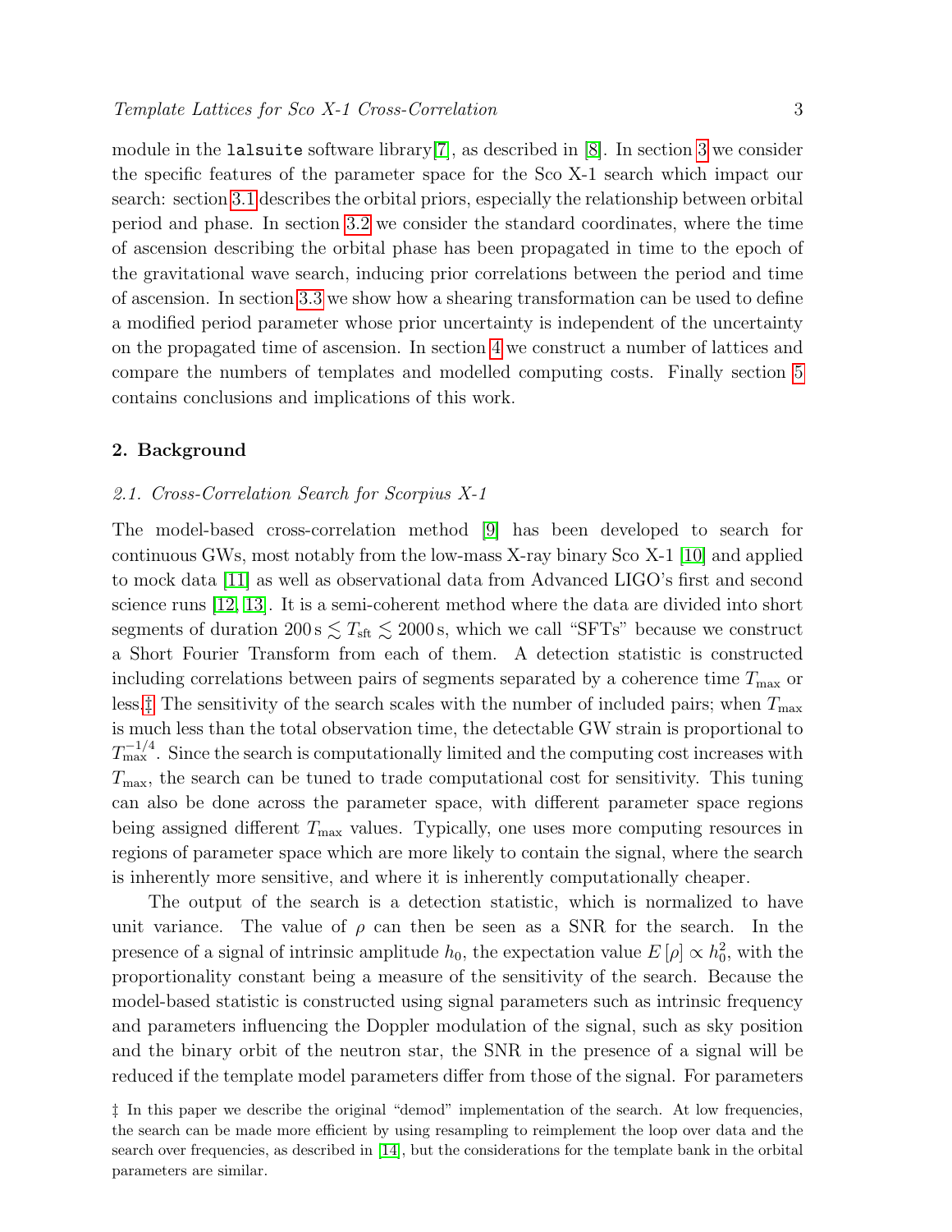module in the `lalsuite` software library[7], as described in [8]. In section 3 we consider the specific features of the parameter space for the Sco X-1 search which impact our search: section 3.1 describes the orbital priors, especially the relationship between orbital period and phase. In section 3.2 we consider the standard coordinates, where the time of ascension describing the orbital phase has been propagated in time to the epoch of the gravitational wave search, inducing prior correlations between the period and time of ascension. In section 3.3 we show how a shearing transformation can be used to define a modified period parameter whose prior uncertainty is independent of the uncertainty on the propagated time of ascension. In section 4 we construct a number of lattices and compare the numbers of templates and modelled computing costs. Finally section 5 contains conclusions and implications of this work.

## 2. Background

### 2.1. Cross-Correlation Search for Scorpius X-1

The model-based cross-correlation method [9] has been developed to search for continuous GWs, most notably from the low-mass X-ray binary Sco X-1 [10] and applied to mock data [11] as well as observational data from Advanced LIGO's first and second science runs [12, 13]. It is a semi-coherent method where the data are divided into short segments of duration $200\,\mathrm{s} \lesssim T_{\mathrm{sft}} \lesssim 2000\,\mathrm{s}$, which we call "SFTs" because we construct a Short Fourier Transform from each of them. A detection statistic is constructed including correlations between pairs of segments separated by a coherence time $T_{\mathrm{max}}$ or less.‡ The sensitivity of the search scales with the number of included pairs; when $T_{\mathrm{max}}$ is much less than the total observation time, the detectable GW strain is proportional to $T_{\mathrm{max}}^{-1/4}$. Since the search is computationally limited and the computing cost increases with $T_{\mathrm{max}}$, the search can be tuned to trade computational cost for sensitivity. This tuning can also be done across the parameter space, with different parameter space regions being assigned different $T_{\mathrm{max}}$ values. Typically, one uses more computing resources in regions of parameter space which are more likely to contain the signal, where the search is inherently more sensitive, and where it is inherently computationally cheaper.

The output of the search is a detection statistic, which is normalized to have unit variance. The value of $\rho$ can then be seen as a SNR for the search. In the presence of a signal of intrinsic amplitude $h_0$, the expectation value $E[\rho] \propto h_0^2$, with the proportionality constant being a measure of the sensitivity of the search. Because the model-based statistic is constructed using signal parameters such as intrinsic frequency and parameters influencing the Doppler modulation of the signal, such as sky position and the binary orbit of the neutron star, the SNR in the presence of a signal will be reduced if the template model parameters differ from those of the signal. For parameters

‡ In this paper we describe the original "demod" implementation of the search. At low frequencies, the search can be made more efficient by using resampling to reimplement the loop over data and the search over frequencies, as described in [14], but the considerations for the template bank in the orbital parameters are similar.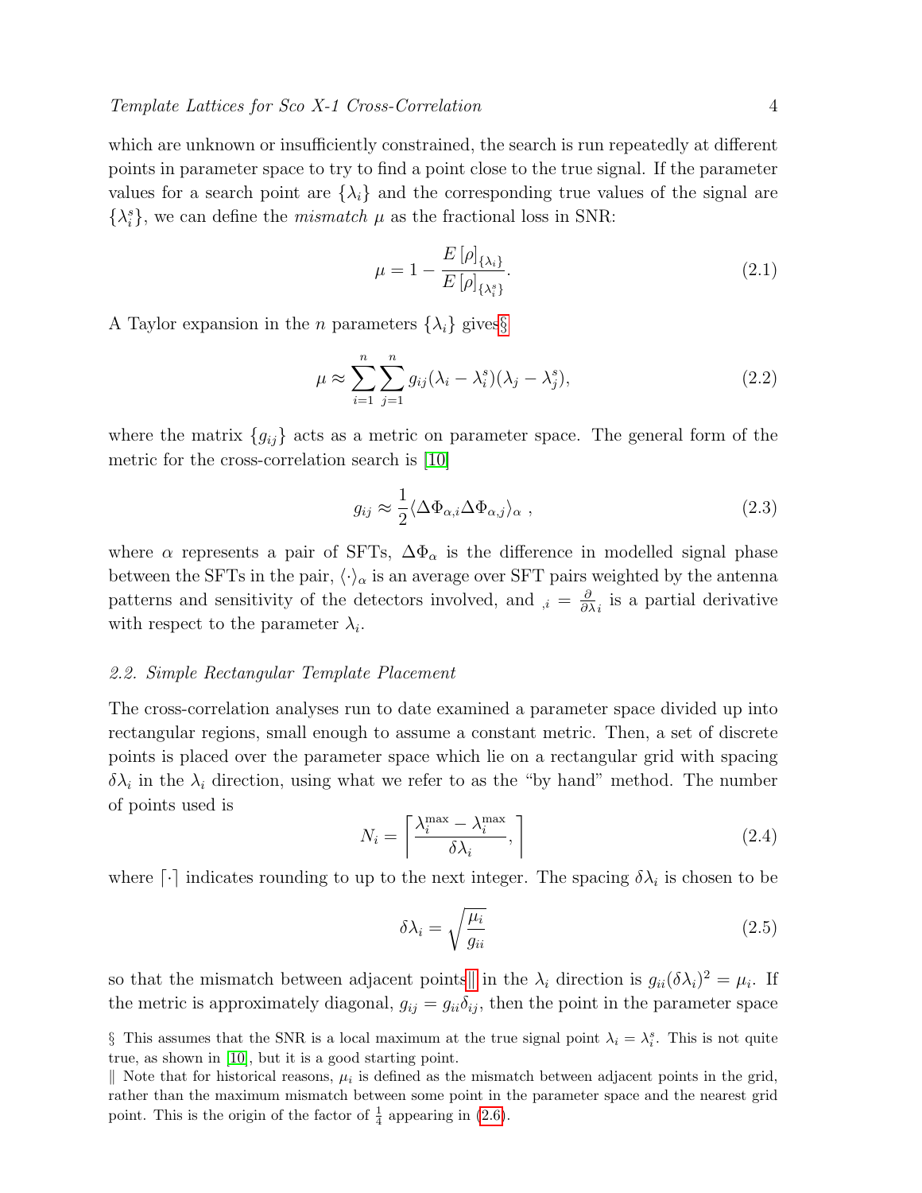which are unknown or insufficiently constrained, the search is run repeatedly at different points in parameter space to try to find a point close to the true signal. If the parameter values for a search point are $\{\lambda_i\}$ and the corresponding true values of the signal are $\{\lambda_i^s\}$, we can define the *mismatch* $\mu$ as the fractional loss in SNR:

$$\mu = 1 - \frac{E\left[\rho\right]_{\{\lambda_i\}}}{E\left[\rho\right]_{\{\lambda_i^s\}}}. \tag{2.1}$$

A Taylor expansion in the $n$ parameters $\{\lambda_i\}$ gives§

$$\mu \approx \sum_{i=1}^{n}\sum_{j=1}^{n} g_{ij}(\lambda_i - \lambda_i^s)(\lambda_j - \lambda_j^s), \tag{2.2}$$

where the matrix $\{g_{ij}\}$ acts as a metric on parameter space. The general form of the metric for the cross-correlation search is [10]

$$g_{ij} \approx \frac{1}{2}\langle \Delta\Phi_{\alpha,i}\Delta\Phi_{\alpha,j}\rangle_\alpha \ , \tag{2.3}$$

where $\alpha$ represents a pair of SFTs, $\Delta\Phi_\alpha$ is the difference in modelled signal phase between the SFTs in the pair, $\langle\cdot\rangle_\alpha$ is an average over SFT pairs weighted by the antenna patterns and sensitivity of the detectors involved, and $_{,i} = \frac{\partial}{\partial\lambda_i}$ is a partial derivative with respect to the parameter $\lambda_i$.

### 2.2. Simple Rectangular Template Placement

The cross-correlation analyses run to date examined a parameter space divided up into rectangular regions, small enough to assume a constant metric. Then, a set of discrete points is placed over the parameter space which lie on a rectangular grid with spacing $\delta\lambda_i$ in the $\lambda_i$ direction, using what we refer to as the "by hand" method. The number of points used is

$$N_i = \left\lceil \frac{\lambda_i^{\max} - \lambda_i^{\max}}{\delta\lambda_i}, \right\rceil \tag{2.4}$$

where $\lceil\cdot\rceil$ indicates rounding to up to the next integer. The spacing $\delta\lambda_i$ is chosen to be

$$\delta\lambda_i = \sqrt{\frac{\mu_i}{g_{ii}}} \tag{2.5}$$

so that the mismatch between adjacent points‖ in the $\lambda_i$ direction is $g_{ii}(\delta\lambda_i)^2 = \mu_i$. If the metric is approximately diagonal, $g_{ij} = g_{ii}\delta_{ij}$, then the point in the parameter space

§ This assumes that the SNR is a local maximum at the true signal point $\lambda_i = \lambda_i^s$. This is not quite true, as shown in [10], but it is a good starting point.

‖ Note that for historical reasons, $\mu_i$ is defined as the mismatch between adjacent points in the grid, rather than the maximum mismatch between some point in the parameter space and the nearest grid point. This is the origin of the factor of $\frac{1}{4}$ appearing in (2.6).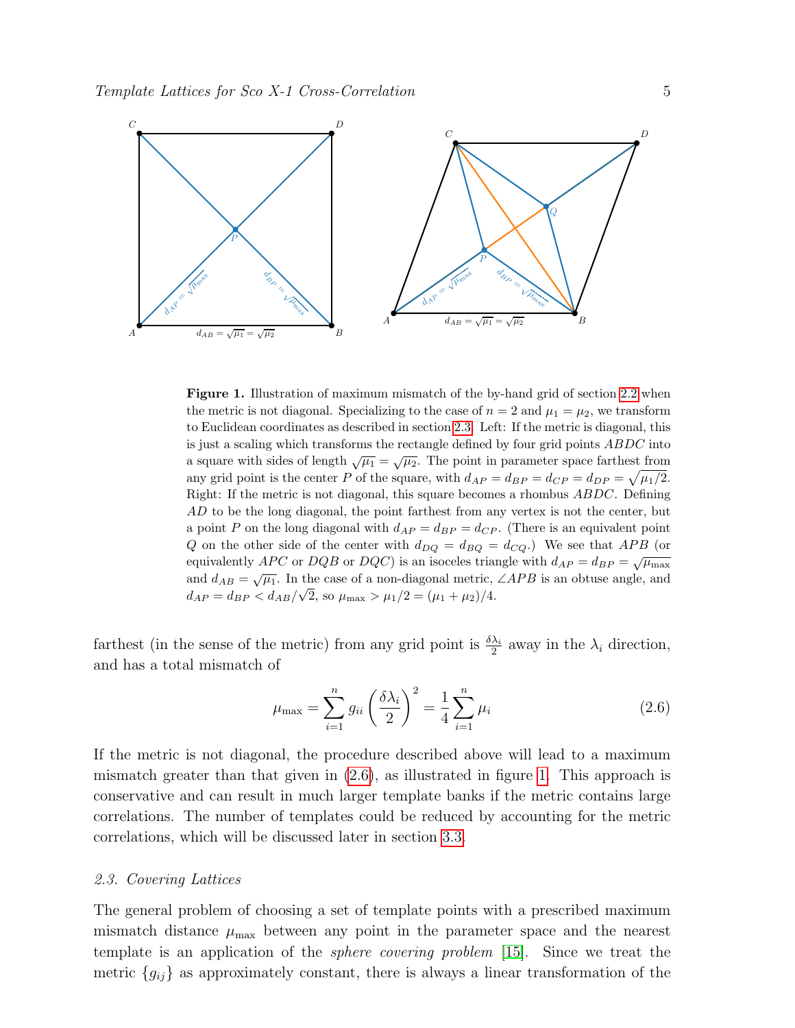**Figure 1.** Illustration of maximum mismatch of the by-hand grid of section 2.2 when the metric is not diagonal. Specializing to the case of $n = 2$ and $\mu_1 = \mu_2$, we transform to Euclidean coordinates as described in section 2.3. Left: If the metric is diagonal, this is just a scaling which transforms the rectangle defined by four grid points $ABDC$ into a square with sides of length $\sqrt{\mu_1} = \sqrt{\mu_2}$. The point in parameter space farthest from any grid point is the center $P$ of the square, with $d_{AP} = d_{BP} = d_{CP} = d_{DP} = \sqrt{\mu_1/2}$. Right: If the metric is not diagonal, this square becomes a rhombus $ABDC$. Defining $AD$ to be the long diagonal, the point farthest from any vertex is not the center, but a point $P$ on the long diagonal with $d_{AP} = d_{BP} = d_{CP}$. (There is an equivalent point $Q$ on the other side of the center with $d_{DQ} = d_{BQ} = d_{CQ}$.) We see that $APB$ (or equivalently $APC$ or $DQB$ or $DQC$) is an isoceles triangle with $d_{AP} = d_{BP} = \sqrt{\mu_{\max}}$ and $d_{AB} = \sqrt{\mu_1}$. In the case of a non-diagonal metric, $\angle APB$ is an obtuse angle, and $d_{AP} = d_{BP} < d_{AB}/\sqrt{2}$, so $\mu_{\max} > \mu_1/2 = (\mu_1 + \mu_2)/4$.

farthest (in the sense of the metric) from any grid point is $\frac{\delta\lambda_i}{2}$ away in the $\lambda_i$ direction, and has a total mismatch of

$$\mu_{\max} = \sum_{i=1}^{n} g_{ii} \left(\frac{\delta\lambda_i}{2}\right)^2 = \frac{1}{4}\sum_{i=1}^{n} \mu_i \tag{2.6}$$

If the metric is not diagonal, the procedure described above will lead to a maximum mismatch greater than that given in (2.6), as illustrated in figure 1. This approach is conservative and can result in much larger template banks if the metric contains large correlations. The number of templates could be reduced by accounting for the metric correlations, which will be discussed later in section 3.3.

### 2.3. Covering Lattices

The general problem of choosing a set of template points with a prescribed maximum mismatch distance $\mu_{\max}$ between any point in the parameter space and the nearest template is an application of the *sphere covering problem* [15]. Since we treat the metric $\{g_{ij}\}$ as approximately constant, there is always a linear transformation of the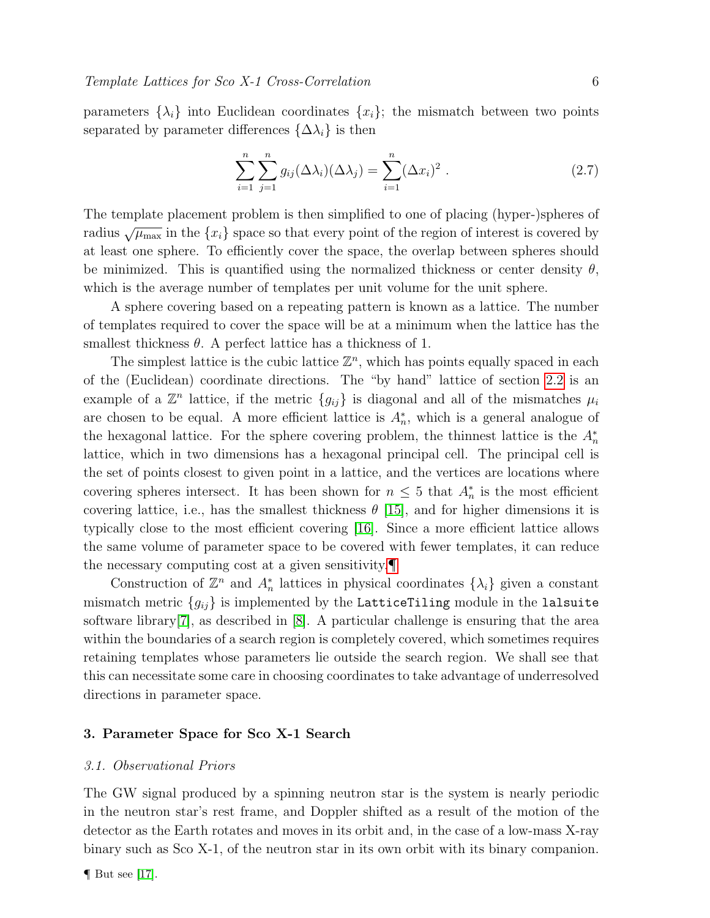parameters $\{\lambda_i\}$ into Euclidean coordinates $\{x_i\}$; the mismatch between two points separated by parameter differences $\{\Delta\lambda_i\}$ is then

$$\sum_{i=1}^{n}\sum_{j=1}^{n} g_{ij}(\Delta\lambda_i)(\Delta\lambda_j) = \sum_{i=1}^{n}(\Delta x_i)^2 \ . \tag{2.7}$$

The template placement problem is then simplified to one of placing (hyper-)spheres of radius $\sqrt{\mu_{\max}}$ in the $\{x_i\}$ space so that every point of the region of interest is covered by at least one sphere. To efficiently cover the space, the overlap between spheres should be minimized. This is quantified using the normalized thickness or center density $\theta$, which is the average number of templates per unit volume for the unit sphere.

A sphere covering based on a repeating pattern is known as a lattice. The number of templates required to cover the space will be at a minimum when the lattice has the smallest thickness $\theta$. A perfect lattice has a thickness of 1.

The simplest lattice is the cubic lattice $\mathbb{Z}^n$, which has points equally spaced in each of the (Euclidean) coordinate directions. The "by hand" lattice of section 2.2 is an example of a $\mathbb{Z}^n$ lattice, if the metric $\{g_{ij}\}$ is diagonal and all of the mismatches $\mu_i$ are chosen to be equal. A more efficient lattice is $A_n^*$, which is a general analogue of the hexagonal lattice. For the sphere covering problem, the thinnest lattice is the $A_n^*$ lattice, which in two dimensions has a hexagonal principal cell. The principal cell is the set of points closest to given point in a lattice, and the vertices are locations where covering spheres intersect. It has been shown for $n \leq 5$ that $A_n^*$ is the most efficient covering lattice, i.e., has the smallest thickness $\theta$ [15], and for higher dimensions it is typically close to the most efficient covering [16]. Since a more efficient lattice allows the same volume of parameter space to be covered with fewer templates, it can reduce the necessary computing cost at a given sensitivity.¶

Construction of $\mathbb{Z}^n$ and $A_n^*$ lattices in physical coordinates $\{\lambda_i\}$ given a constant mismatch metric $\{g_{ij}\}$ is implemented by the `LatticeTiling` module in the `lalsuite` software library[7], as described in [8]. A particular challenge is ensuring that the area within the boundaries of a search region is completely covered, which sometimes requires retaining templates whose parameters lie outside the search region. We shall see that this can necessitate some care in choosing coordinates to take advantage of underresolved directions in parameter space.

## 3. Parameter Space for Sco X-1 Search

### 3.1. Observational Priors

The GW signal produced by a spinning neutron star is the system is nearly periodic in the neutron star's rest frame, and Doppler shifted as a result of the motion of the detector as the Earth rotates and moves in its orbit and, in the case of a low-mass X-ray binary such as Sco X-1, of the neutron star in its own orbit with its binary companion.

¶ But see [17].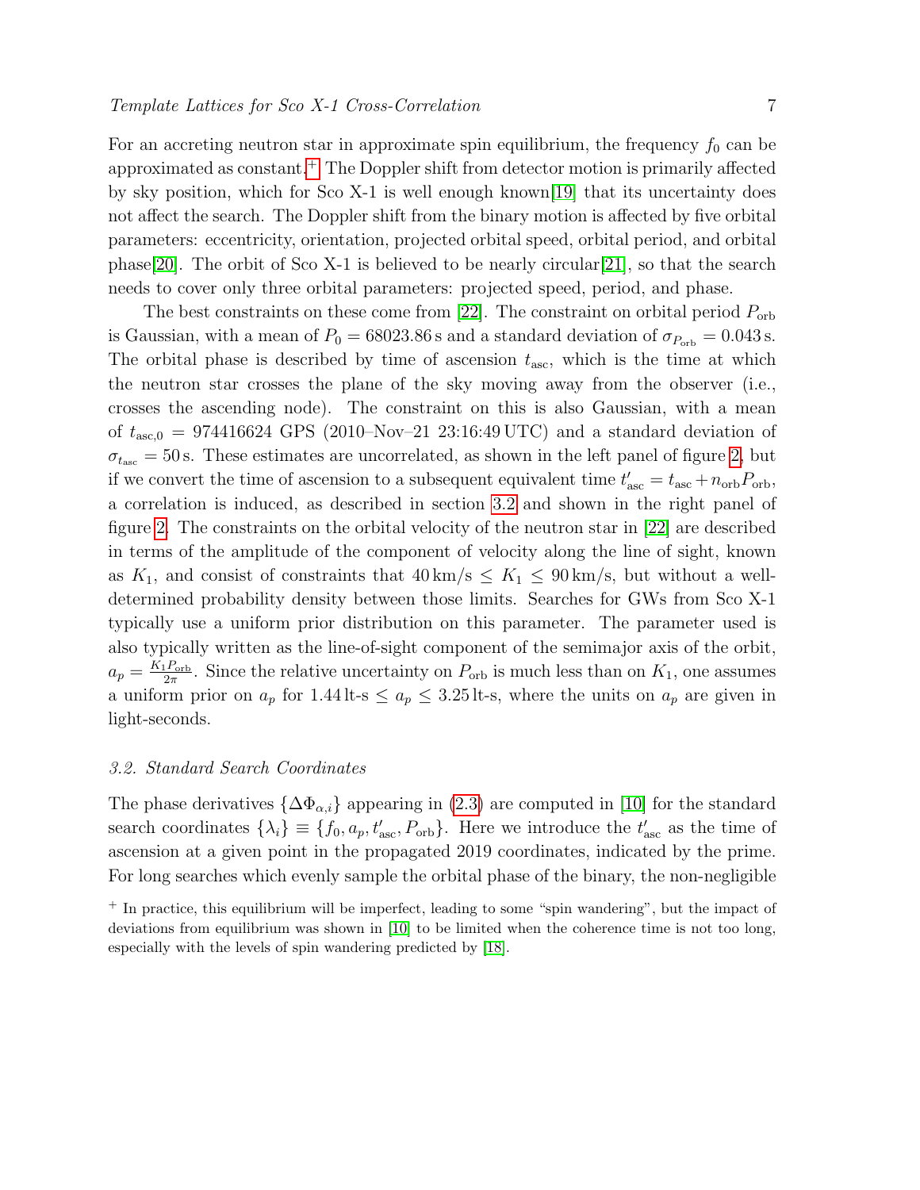For an accreting neutron star in approximate spin equilibrium, the frequency $f_0$ can be approximated as constant.[+] The Doppler shift from detector motion is primarily affected by sky position, which for Sco X-1 is well enough known[19] that its uncertainty does not affect the search. The Doppler shift from the binary motion is affected by five orbital parameters: eccentricity, orientation, projected orbital speed, orbital period, and orbital phase[20]. The orbit of Sco X-1 is believed to be nearly circular[21], so that the search needs to cover only three orbital parameters: projected speed, period, and phase.

The best constraints on these come from [22]. The constraint on orbital period $P_{\text{orb}}$ is Gaussian, with a mean of $P_0 = 68023.86\,\text{s}$ and a standard deviation of $\sigma_{P_{\text{orb}}} = 0.043\,\text{s}$. The orbital phase is described by time of ascension $t_{\text{asc}}$, which is the time at which the neutron star crosses the plane of the sky moving away from the observer (i.e., crosses the ascending node). The constraint on this is also Gaussian, with a mean of $t_{\text{asc},0} = 974416624$ GPS (2010–Nov–21 23:16:49 UTC) and a standard deviation of $\sigma_{t_{\text{asc}}} = 50\,\text{s}$. These estimates are uncorrelated, as shown in the left panel of figure 2, but if we convert the time of ascension to a subsequent equivalent time $t'_{\text{asc}} = t_{\text{asc}} + n_{\text{orb}} P_{\text{orb}}$, a correlation is induced, as described in section 3.2 and shown in the right panel of figure 2. The constraints on the orbital velocity of the neutron star in [22] are described in terms of the amplitude of the component of velocity along the line of sight, known as $K_1$, and consist of constraints that $40\,\text{km/s} \leq K_1 \leq 90\,\text{km/s}$, but without a well-determined probability density between those limits. Searches for GWs from Sco X-1 typically use a uniform prior distribution on this parameter. The parameter used is also typically written as the line-of-sight component of the semimajor axis of the orbit, $a_p = \frac{K_1 P_{\text{orb}}}{2\pi}$. Since the relative uncertainty on $P_{\text{orb}}$ is much less than on $K_1$, one assumes a uniform prior on $a_p$ for $1.44\,\text{lt-s} \leq a_p \leq 3.25\,\text{lt-s}$, where the units on $a_p$ are given in light-seconds.

### 3.2. Standard Search Coordinates

The phase derivatives $\{\Delta\Phi_{\alpha,i}\}$ appearing in (2.3) are computed in [10] for the standard search coordinates $\{\lambda_i\} \equiv \{f_0, a_p, t'_{\text{asc}}, P_{\text{orb}}\}$. Here we introduce the $t'_{\text{asc}}$ as the time of ascension at a given point in the propagated 2019 coordinates, indicated by the prime. For long searches which evenly sample the orbital phase of the binary, the non-negligible

[+] In practice, this equilibrium will be imperfect, leading to some "spin wandering", but the impact of deviations from equilibrium was shown in [10] to be limited when the coherence time is not too long, especially with the levels of spin wandering predicted by [18].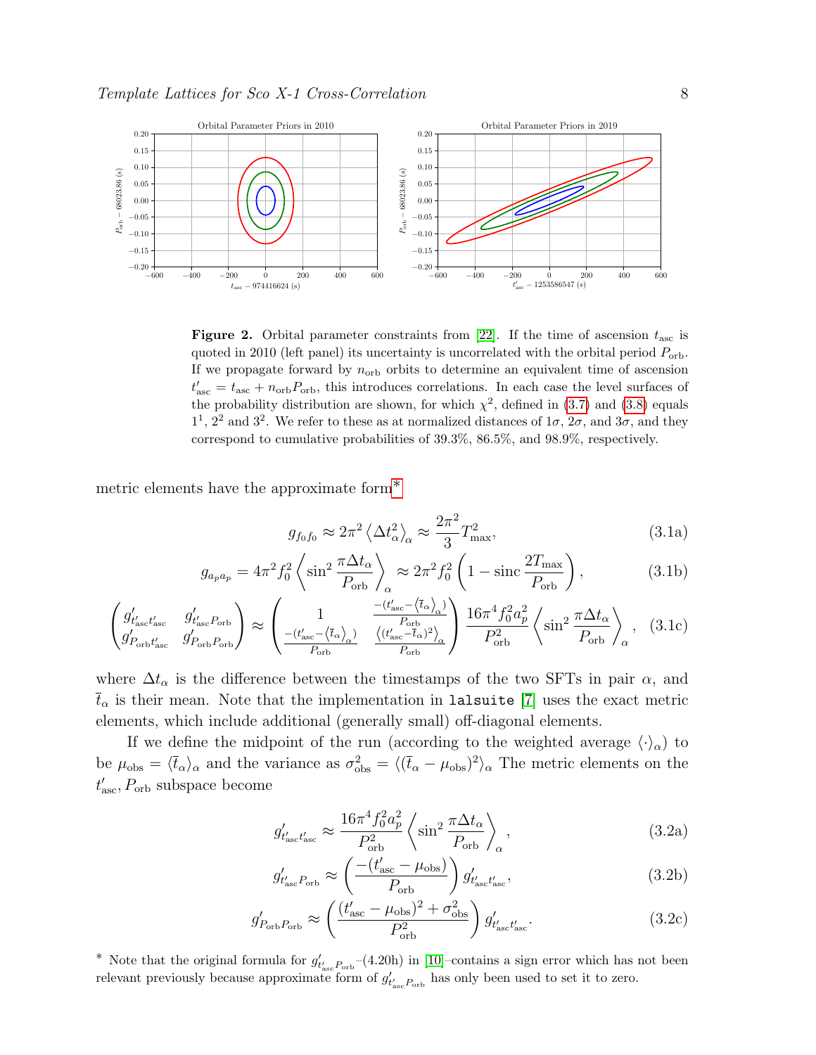**Figure 2.** Orbital parameter constraints from [22]. If the time of ascension $t_{\rm asc}$ is quoted in 2010 (left panel) its uncertainty is uncorrelated with the orbital period $P_{\rm orb}$. If we propagate forward by $n_{\rm orb}$ orbits to determine an equivalent time of ascension $t'_{\rm asc} = t_{\rm asc} + n_{\rm orb} P_{\rm orb}$, this introduces correlations. In each case the level surfaces of the probability distribution are shown, for which $\chi^2$, defined in (3.7) and (3.8) equals $1^1$, $2^2$ and $3^2$. We refer to these as at normalized distances of $1\sigma$, $2\sigma$, and $3\sigma$, and they correspond to cumulative probabilities of 39.3%, 86.5%, and 98.9%, respectively.

metric elements have the approximate form*

$$g_{f_0 f_0} \approx 2\pi^2 \left\langle \Delta t_\alpha^2 \right\rangle_\alpha \approx \frac{2\pi^2}{3} T_{\rm max}^2, \tag{3.1a}$$

$$g_{a_p a_p} = 4\pi^2 f_0^2 \left\langle \sin^2 \frac{\pi \Delta t_\alpha}{P_{\rm orb}} \right\rangle_\alpha \approx 2\pi^2 f_0^2 \left( 1 - \operatorname{sinc} \frac{2 T_{\rm max}}{P_{\rm orb}} \right), \tag{3.1b}$$

$$\begin{pmatrix} g'_{t'_{\rm asc} t'_{\rm asc}} & g'_{t'_{\rm asc} P_{\rm orb}} \\ g'_{P_{\rm orb} t'_{\rm asc}} & g'_{P_{\rm orb} P_{\rm orb}} \end{pmatrix} \approx \begin{pmatrix} 1 & \frac{-(t'_{\rm asc} - \langle \bar{t}_\alpha \rangle_\alpha)}{P_{\rm orb}} \\ \frac{-(t'_{\rm asc} - \langle \bar{t}_\alpha \rangle_\alpha)}{P_{\rm orb}} & \frac{\langle (t'_{\rm asc} - \bar{t}_\alpha)^2 \rangle_\alpha}{P_{\rm orb}} \end{pmatrix} \frac{16\pi^4 f_0^2 a_p^2}{P_{\rm orb}^2} \left\langle \sin^2 \frac{\pi \Delta t_\alpha}{P_{\rm orb}} \right\rangle_\alpha, \tag{3.1c}$$

where $\Delta t_\alpha$ is the difference between the timestamps of the two SFTs in pair $\alpha$, and $\bar{t}_\alpha$ is their mean. Note that the implementation in `lalsuite` [7] uses the exact metric elements, which include additional (generally small) off-diagonal elements.

If we define the midpoint of the run (according to the weighted average $\langle \cdot \rangle_\alpha$) to be $\mu_{\rm obs} = \langle \bar{t}_\alpha \rangle_\alpha$ and the variance as $\sigma_{\rm obs}^2 = \langle (\bar{t}_\alpha - \mu_{\rm obs})^2 \rangle_\alpha$ The metric elements on the $t'_{\rm asc}, P_{\rm orb}$ subspace become

$$g'_{t'_{\rm asc} t'_{\rm asc}} \approx \frac{16\pi^4 f_0^2 a_p^2}{P_{\rm orb}^2} \left\langle \sin^2 \frac{\pi \Delta t_\alpha}{P_{\rm orb}} \right\rangle_\alpha, \tag{3.2a}$$

$$g'_{t'_{\rm asc} P_{\rm orb}} \approx \left( \frac{-(t'_{\rm asc} - \mu_{\rm obs})}{P_{\rm orb}} \right) g'_{t'_{\rm asc} t'_{\rm asc}}, \tag{3.2b}$$

$$g'_{P_{\rm orb} P_{\rm orb}} \approx \left( \frac{(t'_{\rm asc} - \mu_{\rm obs})^2 + \sigma_{\rm obs}^2}{P_{\rm orb}^2} \right) g'_{t'_{\rm asc} t'_{\rm asc}}. \tag{3.2c}$$

* Note that the original formula for $g'_{t'_{\rm asc} P_{\rm orb}}$–(4.20h) in [10]–contains a sign error which has not been relevant previously because approximate form of $g'_{t'_{\rm asc} P_{\rm orb}}$ has only been used to set it to zero.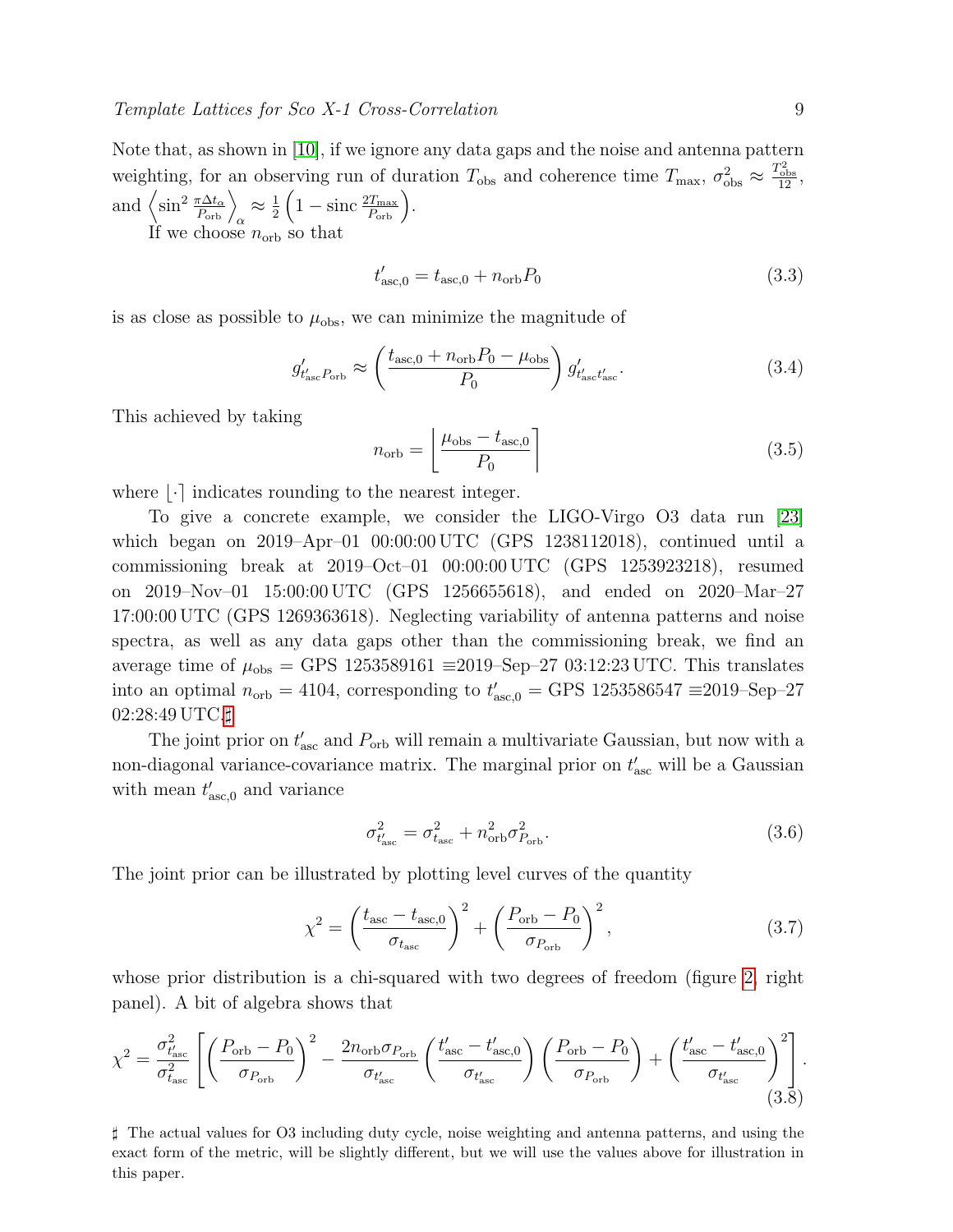Note that, as shown in [10], if we ignore any data gaps and the noise and antenna pattern weighting, for an observing run of duration $T_{\text{obs}}$ and coherence time $T_{\text{max}}$, $\sigma^2_{\text{obs}} \approx \frac{T^2_{\text{obs}}}{12}$, and $\left\langle \sin^2 \frac{\pi \Delta t_\alpha}{P_{\text{orb}}} \right\rangle_\alpha \approx \frac{1}{2}\left(1 - \operatorname{sinc} \frac{2T_{\text{max}}}{P_{\text{orb}}}\right)$.

If we choose $n_{\text{orb}}$ so that

$$t'_{\text{asc},0} = t_{\text{asc},0} + n_{\text{orb}} P_0 \tag{3.3}$$

is as close as possible to $\mu_{\text{obs}}$, we can minimize the magnitude of

$$g'_{t'_{\text{asc}} P_{\text{orb}}} \approx \left(\frac{t_{\text{asc},0} + n_{\text{orb}} P_0 - \mu_{\text{obs}}}{P_0}\right) g'_{t'_{\text{asc}} t'_{\text{asc}}}. \tag{3.4}$$

This achieved by taking

$$n_{\text{orb}} = \left\lfloor \frac{\mu_{\text{obs}} - t_{\text{asc},0}}{P_0} \right\rceil \tag{3.5}$$

where $\lfloor \cdot \rceil$ indicates rounding to the nearest integer.

To give a concrete example, we consider the LIGO-Virgo O3 data run [23] which began on 2019–Apr–01 00:00:00 UTC (GPS 1238112018), continued until a commissioning break at 2019–Oct–01 00:00:00 UTC (GPS 1253923218), resumed on 2019–Nov–01 15:00:00 UTC (GPS 1256655618), and ended on 2020–Mar–27 17:00:00 UTC (GPS 1269363618). Neglecting variability of antenna patterns and noise spectra, as well as any data gaps other than the commissioning break, we find an average time of $\mu_{\text{obs}}$ = GPS 1253589161 ≡2019–Sep–27 03:12:23 UTC. This translates into an optimal $n_{\text{orb}} = 4104$, corresponding to $t'_{\text{asc},0}$ = GPS 1253586547 ≡2019–Sep–27 02:28:49 UTC.♯

The joint prior on $t'_{\text{asc}}$ and $P_{\text{orb}}$ will remain a multivariate Gaussian, but now with a non-diagonal variance-covariance matrix. The marginal prior on $t'_{\text{asc}}$ will be a Gaussian with mean $t'_{\text{asc},0}$ and variance

$$\sigma^2_{t'_{\text{asc}}} = \sigma^2_{t_{\text{asc}}} + n^2_{\text{orb}} \sigma^2_{P_{\text{orb}}}. \tag{3.6}$$

The joint prior can be illustrated by plotting level curves of the quantity

$$\chi^2 = \left(\frac{t_{\text{asc}} - t_{\text{asc},0}}{\sigma_{t_{\text{asc}}}}\right)^2 + \left(\frac{P_{\text{orb}} - P_0}{\sigma_{P_{\text{orb}}}}\right)^2, \tag{3.7}$$

whose prior distribution is a chi-squared with two degrees of freedom (figure 2, right panel). A bit of algebra shows that

$$\chi^2 = \frac{\sigma^2_{t'_{\text{asc}}}}{\sigma^2_{t_{\text{asc}}}} \left[ \left(\frac{P_{\text{orb}} - P_0}{\sigma_{P_{\text{orb}}}}\right)^2 - \frac{2 n_{\text{orb}} \sigma_{P_{\text{orb}}}}{\sigma_{t'_{\text{asc}}}} \left(\frac{t'_{\text{asc}} - t'_{\text{asc},0}}{\sigma_{t'_{\text{asc}}}}\right) \left(\frac{P_{\text{orb}} - P_0}{\sigma_{P_{\text{orb}}}}\right) + \left(\frac{t'_{\text{asc}} - t'_{\text{asc},0}}{\sigma_{t'_{\text{asc}}}}\right)^2 \right]. \tag{3.8}$$

♯ The actual values for O3 including duty cycle, noise weighting and antenna patterns, and using the exact form of the metric, will be slightly different, but we will use the values above for illustration in this paper.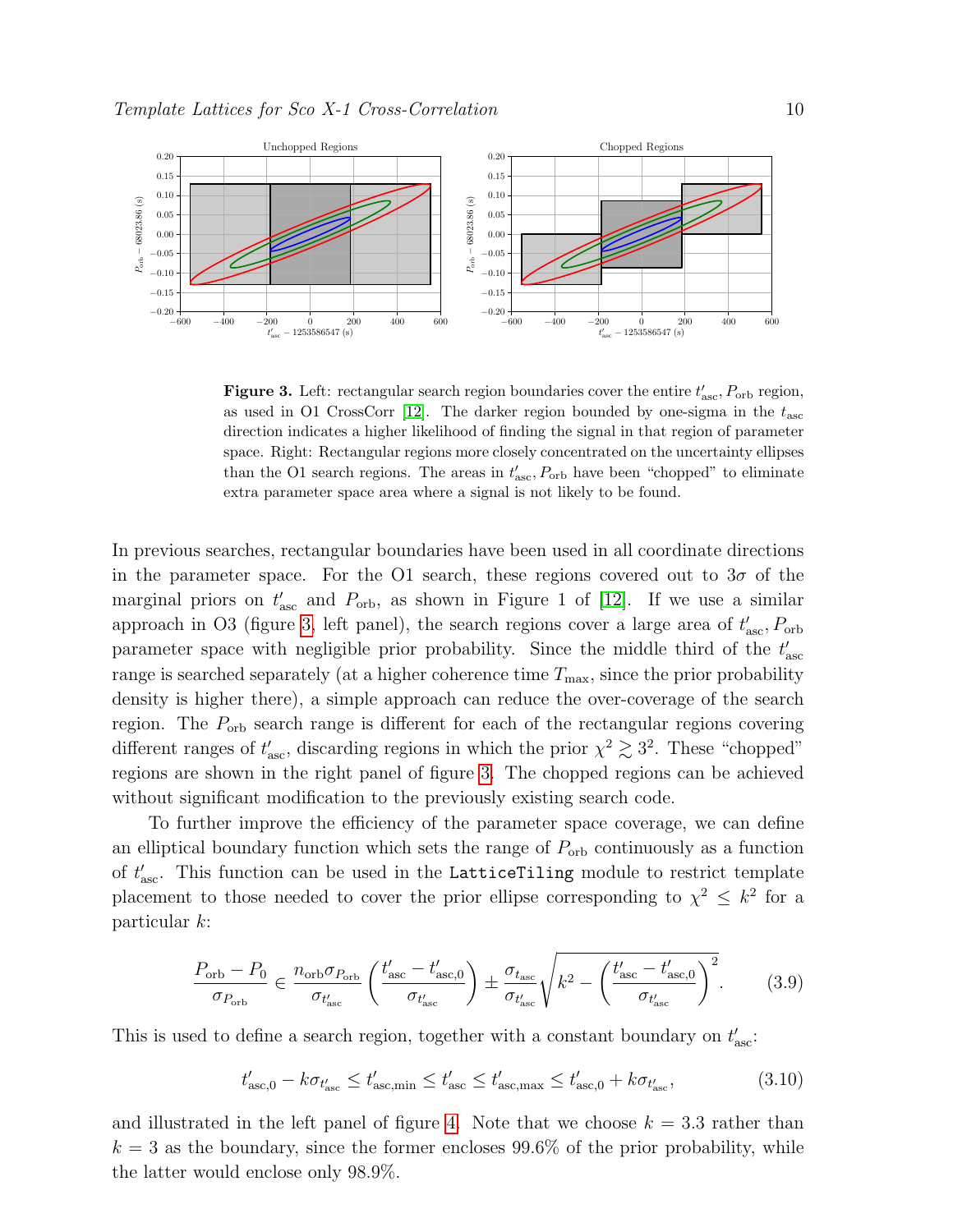**Figure 3.** Left: rectangular search region boundaries cover the entire $t'_{\mathrm{asc}}, P_{\mathrm{orb}}$ region, as used in O1 CrossCorr [12]. The darker region bounded by one-sigma in the $t_{\mathrm{asc}}$ direction indicates a higher likelihood of finding the signal in that region of parameter space. Right: Rectangular regions more closely concentrated on the uncertainty ellipses than the O1 search regions. The areas in $t'_{\mathrm{asc}}, P_{\mathrm{orb}}$ have been "chopped" to eliminate extra parameter space area where a signal is not likely to be found.

In previous searches, rectangular boundaries have been used in all coordinate directions in the parameter space. For the O1 search, these regions covered out to $3\sigma$ of the marginal priors on $t'_{\mathrm{asc}}$ and $P_{\mathrm{orb}}$, as shown in Figure 1 of [12]. If we use a similar approach in O3 (figure 3, left panel), the search regions cover a large area of $t'_{\mathrm{asc}}, P_{\mathrm{orb}}$ parameter space with negligible prior probability. Since the middle third of the $t'_{\mathrm{asc}}$ range is searched separately (at a higher coherence time $T_{\mathrm{max}}$, since the prior probability density is higher there), a simple approach can reduce the over-coverage of the search region. The $P_{\mathrm{orb}}$ search range is different for each of the rectangular regions covering different ranges of $t'_{\mathrm{asc}}$, discarding regions in which the prior $\chi^2 \gtrsim 3^2$. These "chopped" regions are shown in the right panel of figure 3. The chopped regions can be achieved without significant modification to the previously existing search code.

To further improve the efficiency of the parameter space coverage, we can define an elliptical boundary function which sets the range of $P_{\mathrm{orb}}$ continuously as a function of $t'_{\mathrm{asc}}$. This function can be used in the `LatticeTiling` module to restrict template placement to those needed to cover the prior ellipse corresponding to $\chi^2 \leq k^2$ for a particular $k$:

$$\frac{P_{\mathrm{orb}} - P_0}{\sigma_{P_{\mathrm{orb}}}} \in \frac{n_{\mathrm{orb}}\sigma_{P_{\mathrm{orb}}}}{\sigma_{t'_{\mathrm{asc}}}} \left( \frac{t'_{\mathrm{asc}} - t'_{\mathrm{asc},0}}{\sigma_{t'_{\mathrm{asc}}}} \right) \pm \frac{\sigma_{t_{\mathrm{asc}}}}{\sigma_{t'_{\mathrm{asc}}}} \sqrt{k^2 - \left( \frac{t'_{\mathrm{asc}} - t'_{\mathrm{asc},0}}{\sigma_{t'_{\mathrm{asc}}}} \right)^2}. \tag{3.9}$$

This is used to define a search region, together with a constant boundary on $t'_{\mathrm{asc}}$:

$$t'_{\mathrm{asc},0} - k\sigma_{t'_{\mathrm{asc}}} \leq t'_{\mathrm{asc,min}} \leq t'_{\mathrm{asc}} \leq t'_{\mathrm{asc,max}} \leq t'_{\mathrm{asc},0} + k\sigma_{t'_{\mathrm{asc}}}, \tag{3.10}$$

and illustrated in the left panel of figure 4. Note that we choose $k = 3.3$ rather than $k = 3$ as the boundary, since the former encloses 99.6% of the prior probability, while the latter would enclose only 98.9%.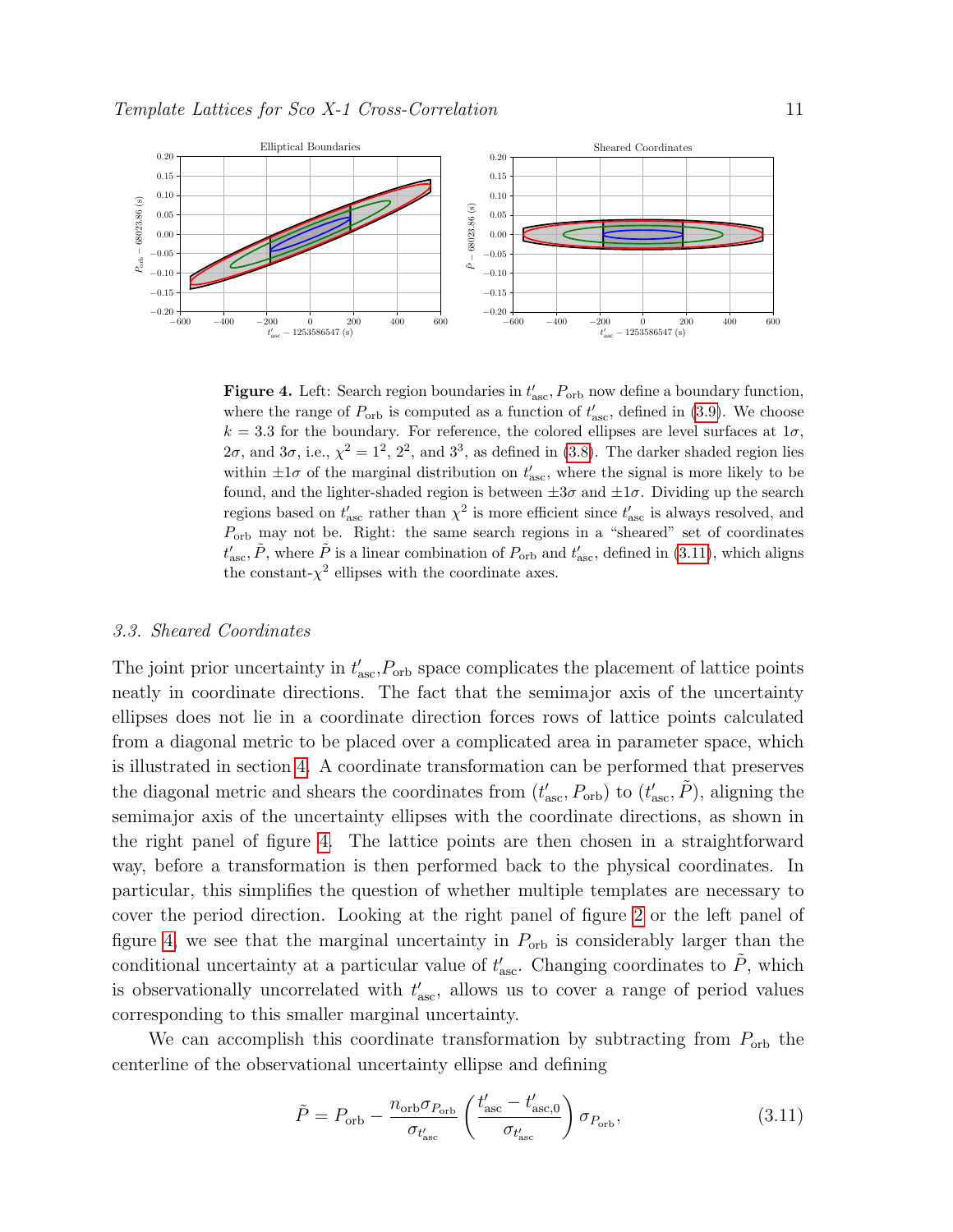**Figure 4.** Left: Search region boundaries in $t'_{\rm asc}$,$P_{\rm orb}$ now define a boundary function, where the range of $P_{\rm orb}$ is computed as a function of $t'_{\rm asc}$, defined in (3.9). We choose $k = 3.3$ for the boundary. For reference, the colored ellipses are level surfaces at $1\sigma$, $2\sigma$, and $3\sigma$, i.e., $\chi^2 = 1^2$, $2^2$, and $3^3$, as defined in (3.8). The darker shaded region lies within $\pm 1\sigma$ of the marginal distribution on $t'_{\rm asc}$, where the signal is more likely to be found, and the lighter-shaded region is between $\pm 3\sigma$ and $\pm 1\sigma$. Dividing up the search regions based on $t'_{\rm asc}$ rather than $\chi^2$ is more efficient since $t'_{\rm asc}$ is always resolved, and $P_{\rm orb}$ may not be. Right: the same search regions in a "sheared" set of coordinates $t'_{\rm asc}$, $\tilde{P}$, where $\tilde{P}$ is a linear combination of $P_{\rm orb}$ and $t'_{\rm asc}$, defined in (3.11), which aligns the constant-$\chi^2$ ellipses with the coordinate axes.

### 3.3. Sheared Coordinates

The joint prior uncertainty in $t'_{\rm asc}$,$P_{\rm orb}$ space complicates the placement of lattice points neatly in coordinate directions. The fact that the semimajor axis of the uncertainty ellipses does not lie in a coordinate direction forces rows of lattice points calculated from a diagonal metric to be placed over a complicated area in parameter space, which is illustrated in section 4. A coordinate transformation can be performed that preserves the diagonal metric and shears the coordinates from $(t'_{\rm asc}, P_{\rm orb})$ to $(t'_{\rm asc}, \tilde{P})$, aligning the semimajor axis of the uncertainty ellipses with the coordinate directions, as shown in the right panel of figure 4. The lattice points are then chosen in a straightforward way, before a transformation is then performed back to the physical coordinates. In particular, this simplifies the question of whether multiple templates are necessary to cover the period direction. Looking at the right panel of figure 2 or the left panel of figure 4, we see that the marginal uncertainty in $P_{\rm orb}$ is considerably larger than the conditional uncertainty at a particular value of $t'_{\rm asc}$. Changing coordinates to $\tilde{P}$, which is observationally uncorrelated with $t'_{\rm asc}$, allows us to cover a range of period values corresponding to this smaller marginal uncertainty.

We can accomplish this coordinate transformation by subtracting from $P_{\rm orb}$ the centerline of the observational uncertainty ellipse and defining

$$\tilde{P} = P_{\rm orb} - \frac{n_{\rm orb}\sigma_{P_{\rm orb}}}{\sigma_{t'_{\rm asc}}} \left( \frac{t'_{\rm asc} - t'_{\rm asc,0}}{\sigma_{t'_{\rm asc}}} \right) \sigma_{P_{\rm orb}}, \tag{3.11}$$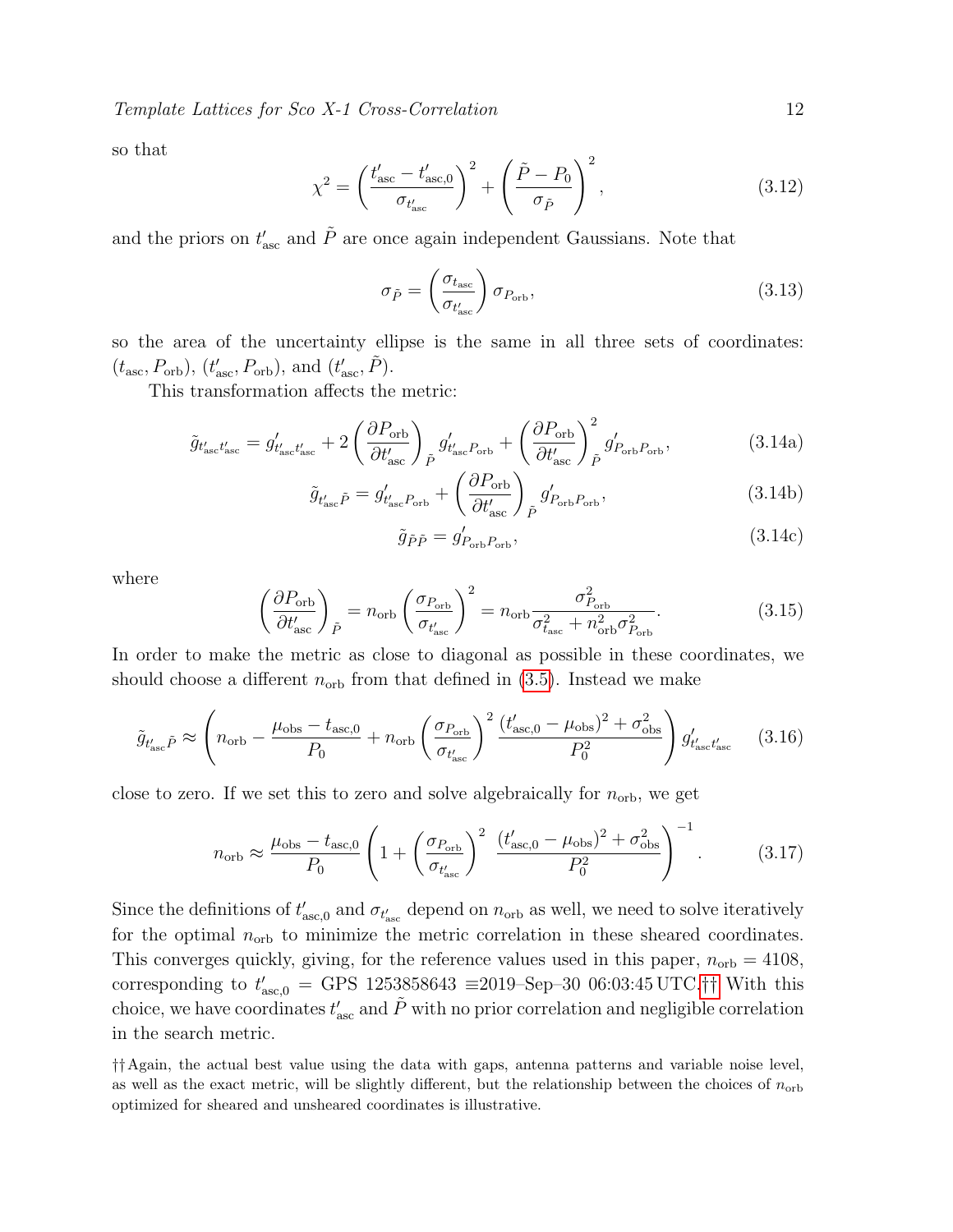so that

$$\chi^2 = \left(\frac{t'_{\rm asc} - t'_{\rm asc,0}}{\sigma_{t'_{\rm asc}}}\right)^2 + \left(\frac{\tilde{P} - P_0}{\sigma_{\tilde{P}}}\right)^2 , \tag{3.12}$$

and the priors on $t'_{\rm asc}$ and $\tilde{P}$ are once again independent Gaussians. Note that

$$\sigma_{\tilde{P}} = \left(\frac{\sigma_{t_{\rm asc}}}{\sigma_{t'_{\rm asc}}}\right) \sigma_{P_{\rm orb}}, \tag{3.13}$$

so the area of the uncertainty ellipse is the same in all three sets of coordinates: $(t_{\rm asc}, P_{\rm orb})$, $(t'_{\rm asc}, P_{\rm orb})$, and $(t'_{\rm asc}, \tilde{P})$.

This transformation affects the metric:

$$\tilde{g}_{t'_{\rm asc}t'_{\rm asc}} = g'_{t'_{\rm asc}t'_{\rm asc}} + 2\left(\frac{\partial P_{\rm orb}}{\partial t'_{\rm asc}}\right)_{\tilde{P}} g'_{t'_{\rm asc}P_{\rm orb}} + \left(\frac{\partial P_{\rm orb}}{\partial t'_{\rm asc}}\right)^2_{\tilde{P}} g'_{P_{\rm orb}P_{\rm orb}}, \tag{3.14a}$$

$$\tilde{g}_{t'_{\rm asc}\tilde{P}} = g'_{t'_{\rm asc}P_{\rm orb}} + \left(\frac{\partial P_{\rm orb}}{\partial t'_{\rm asc}}\right)_{\tilde{P}} g'_{P_{\rm orb}P_{\rm orb}}, \tag{3.14b}$$

$$\tilde{g}_{\tilde{P}\tilde{P}} = g'_{P_{\rm orb}P_{\rm orb}}, \tag{3.14c}$$

where

$$\left(\frac{\partial P_{\rm orb}}{\partial t'_{\rm asc}}\right)_{\tilde{P}} = n_{\rm orb}\left(\frac{\sigma_{P_{\rm orb}}}{\sigma_{t'_{\rm asc}}}\right)^2 = n_{\rm orb}\frac{\sigma^2_{P_{\rm orb}}}{\sigma^2_{t_{\rm asc}} + n^2_{\rm orb}\sigma^2_{P_{\rm orb}}}. \tag{3.15}$$

In order to make the metric as close to diagonal as possible in these coordinates, we should choose a different $n_{\rm orb}$ from that defined in (3.5). Instead we make

$$\tilde{g}_{t'_{\rm asc}\tilde{P}} \approx \left(n_{\rm orb} - \frac{\mu_{\rm obs} - t_{\rm asc,0}}{P_0} + n_{\rm orb}\left(\frac{\sigma_{P_{\rm orb}}}{\sigma_{t'_{\rm asc}}}\right)^2 \frac{(t'_{\rm asc,0} - \mu_{\rm obs})^2 + \sigma^2_{\rm obs}}{P_0^2}\right) g'_{t'_{\rm asc}t'_{\rm asc}} \tag{3.16}$$

close to zero. If we set this to zero and solve algebraically for $n_{\rm orb}$, we get

$$n_{\rm orb} \approx \frac{\mu_{\rm obs} - t_{\rm asc,0}}{P_0}\left(1 + \left(\frac{\sigma_{P_{\rm orb}}}{\sigma_{t'_{\rm asc}}}\right)^2 \ \frac{(t'_{\rm asc,0} - \mu_{\rm obs})^2 + \sigma^2_{\rm obs}}{P_0^2}\right)^{-1}. \tag{3.17}$$

Since the definitions of $t'_{\rm asc,0}$ and $\sigma_{t'_{\rm asc}}$ depend on $n_{\rm orb}$ as well, we need to solve iteratively for the optimal $n_{\rm orb}$ to minimize the metric correlation in these sheared coordinates. This converges quickly, giving, for the reference values used in this paper, $n_{\rm orb} = 4108$, corresponding to $t'_{\rm asc,0}$ = GPS 1253858643 ≡2019–Sep–30 06:03:45 UTC.†† With this choice, we have coordinates $t'_{\rm asc}$ and $\tilde{P}$ with no prior correlation and negligible correlation in the search metric.

†† Again, the actual best value using the data with gaps, antenna patterns and variable noise level, as well as the exact metric, will be slightly different, but the relationship between the choices of $n_{\rm orb}$ optimized for sheared and unsheared coordinates is illustrative.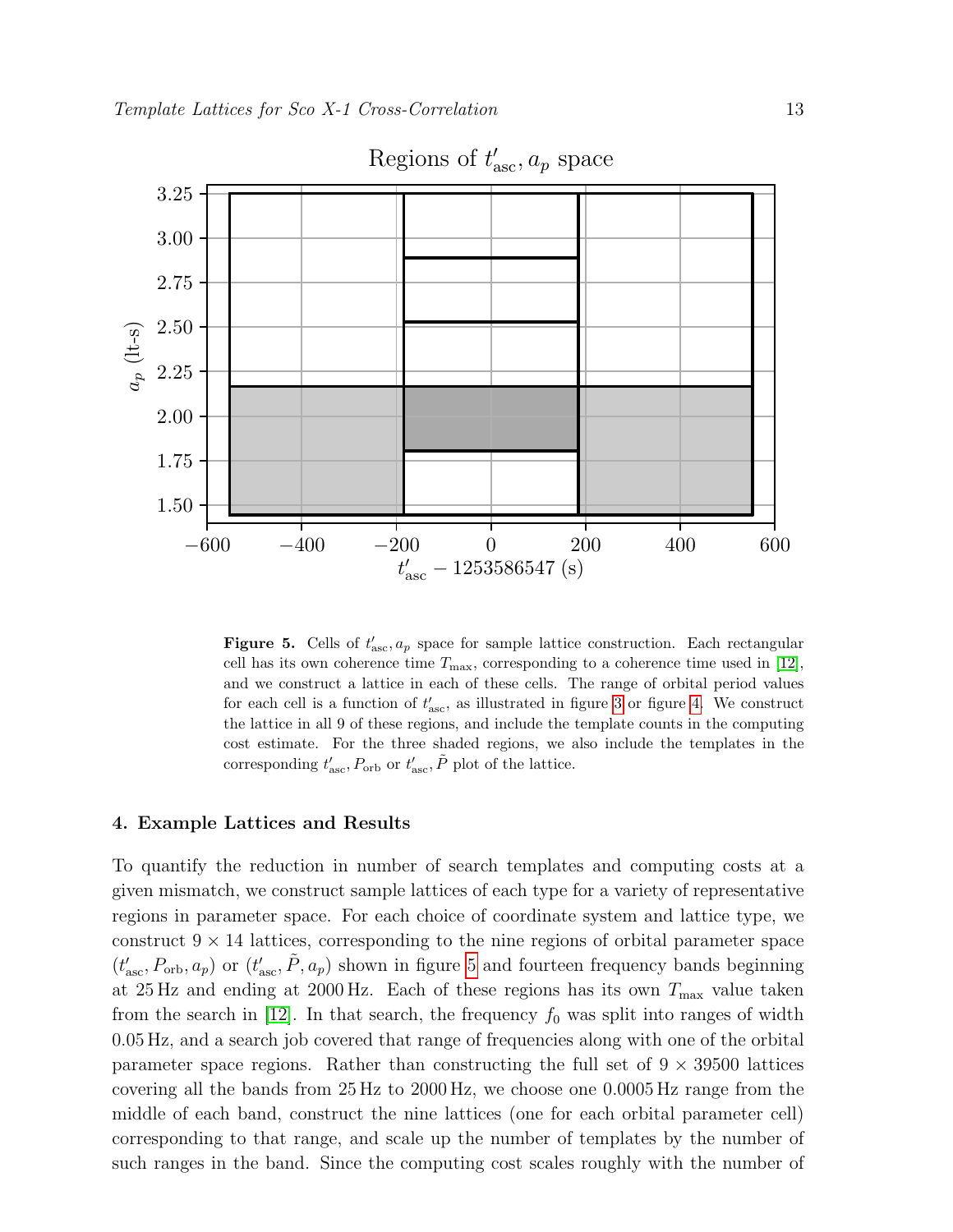**Figure 5.** Cells of $t'_{\rm asc}, a_p$ space for sample lattice construction. Each rectangular cell has its own coherence time $T_{\max}$, corresponding to a coherence time used in [12], and we construct a lattice in each of these cells. The range of orbital period values for each cell is a function of $t'_{\rm asc}$, as illustrated in figure 3 or figure 4. We construct the lattice in all 9 of these regions, and include the template counts in the computing cost estimate. For the three shaded regions, we also include the templates in the corresponding $t'_{\rm asc}, P_{\rm orb}$ or $t'_{\rm asc}, \tilde{P}$ plot of the lattice.

## 4. Example Lattices and Results

To quantify the reduction in number of search templates and computing costs at a given mismatch, we construct sample lattices of each type for a variety of representative regions in parameter space. For each choice of coordinate system and lattice type, we construct $9 \times 14$ lattices, corresponding to the nine regions of orbital parameter space $(t'_{\rm asc}, P_{\rm orb}, a_p)$ or $(t'_{\rm asc}, \tilde{P}, a_p)$ shown in figure 5 and fourteen frequency bands beginning at 25 Hz and ending at 2000 Hz. Each of these regions has its own $T_{\max}$ value taken from the search in [12]. In that search, the frequency $f_0$ was split into ranges of width 0.05 Hz, and a search job covered that range of frequencies along with one of the orbital parameter space regions. Rather than constructing the full set of $9 \times 39500$ lattices covering all the bands from 25 Hz to 2000 Hz, we choose one 0.0005 Hz range from the middle of each band, construct the nine lattices (one for each orbital parameter cell) corresponding to that range, and scale up the number of templates by the number of such ranges in the band. Since the computing cost scales roughly with the number of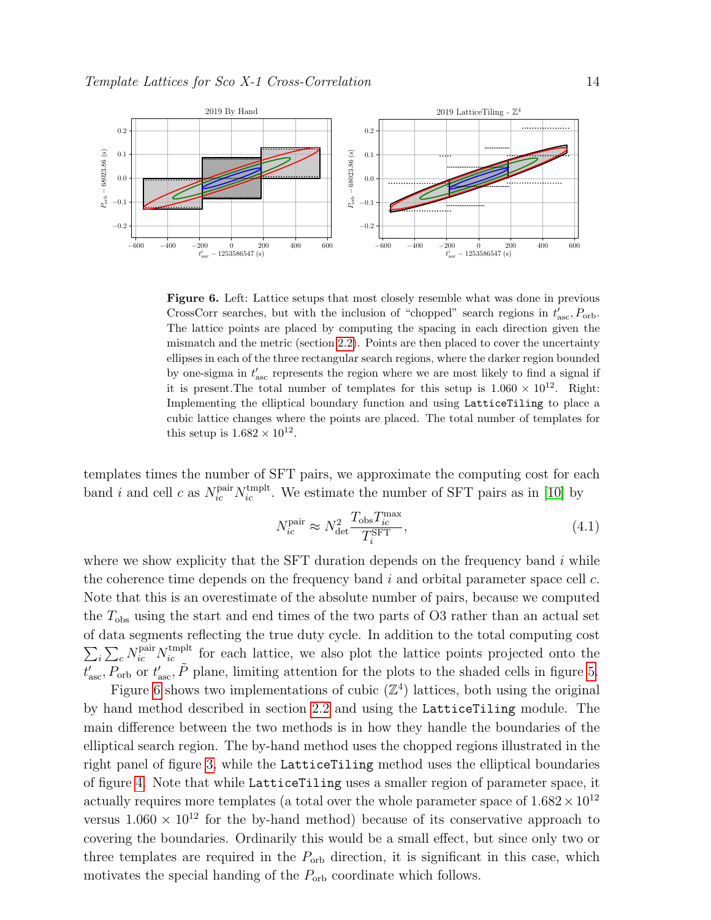**Figure 6.** Left: Lattice setups that most closely resemble what was done in previous CrossCorr searches, but with the inclusion of "chopped" search regions in $t'_{\mathrm{asc}}, P_{\mathrm{orb}}$. The lattice points are placed by computing the spacing in each direction given the mismatch and the metric (section 2.2). Points are then placed to cover the uncertainty ellipses in each of the three rectangular search regions, where the darker region bounded by one-sigma in $t'_{\mathrm{asc}}$ represents the region where we are most likely to find a signal if it is present.The total number of templates for this setup is $1.060 \times 10^{12}$. Right: Implementing the elliptical boundary function and using `LatticeTiling` to place a cubic lattice changes where the points are placed. The total number of templates for this setup is $1.682 \times 10^{12}$.

templates times the number of SFT pairs, we approximate the computing cost for each band $i$ and cell $c$ as $N^{\mathrm{pair}}_{ic} N^{\mathrm{tmplt}}_{ic}$. We estimate the number of SFT pairs as in [10] by

$$N^{\mathrm{pair}}_{ic} \approx N^2_{\mathrm{det}} \frac{T_{\mathrm{obs}} T^{\mathrm{max}}_{ic}}{T^{\mathrm{SFT}}_{i}}, \tag{4.1}$$

where we show explicity that the SFT duration depends on the frequency band $i$ while the coherence time depends on the frequency band $i$ and orbital parameter space cell $c$. Note that this is an overestimate of the absolute number of pairs, because we computed the $T_{\mathrm{obs}}$ using the start and end times of the two parts of O3 rather than an actual set of data segments reflecting the true duty cycle. In addition to the total computing cost $\sum_i \sum_c N^{\mathrm{pair}}_{ic} N^{\mathrm{tmplt}}_{ic}$ for each lattice, we also plot the lattice points projected onto the $t'_{\mathrm{asc}}, P_{\mathrm{orb}}$ or $t'_{\mathrm{asc}}, \tilde{P}$ plane, limiting attention for the plots to the shaded cells in figure 5.

Figure 6 shows two implementations of cubic ($\mathbb{Z}^4$) lattices, both using the original by hand method described in section 2.2 and using the `LatticeTiling` module. The main difference between the two methods is in how they handle the boundaries of the elliptical search region. The by-hand method uses the chopped regions illustrated in the right panel of figure 3, while the `LatticeTiling` method uses the elliptical boundaries of figure 4. Note that while `LatticeTiling` uses a smaller region of parameter space, it actually requires more templates (a total over the whole parameter space of $1.682 \times 10^{12}$ versus $1.060 \times 10^{12}$ for the by-hand method) because of its conservative approach to covering the boundaries. Ordinarily this would be a small effect, but since only two or three templates are required in the $P_{\mathrm{orb}}$ direction, it is significant in this case, which motivates the special handing of the $P_{\mathrm{orb}}$ coordinate which follows.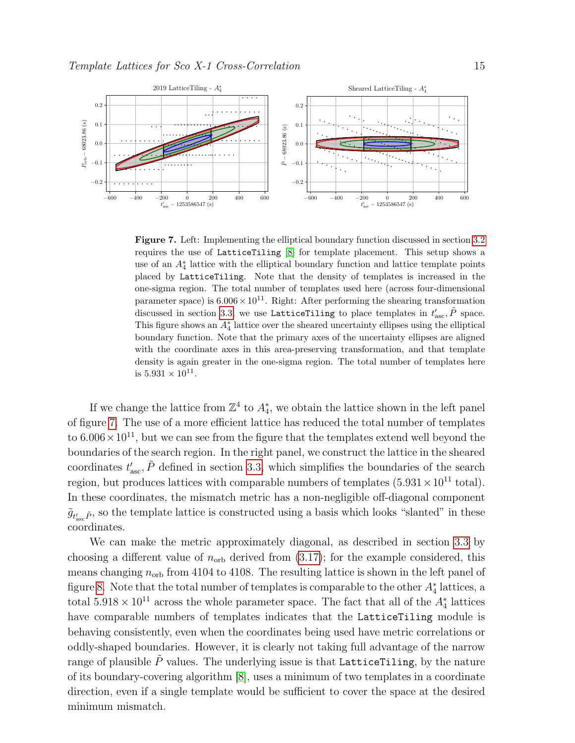**Figure 7.** Left: Implementing the elliptical boundary function discussed in section 3.2 requires the use of `LatticeTiling` [8] for template placement. This setup shows a use of an $A_4^*$ lattice with the elliptical boundary function and lattice template points placed by `LatticeTiling`. Note that the density of templates is increased in the one-sigma region. The total number of templates used here (across four-dimensional parameter space) is $6.006 \times 10^{11}$. Right: After performing the shearing transformation discussed in section 3.3, we use `LatticeTiling` to place templates in $t'_{\mathrm{asc}}, \tilde{P}$ space. This figure shows an $A_4^*$ lattice over the sheared uncertainty ellipses using the elliptical boundary function. Note that the primary axes of the uncertainty ellipses are aligned with the coordinate axes in this area-preserving transformation, and that template density is again greater in the one-sigma region. The total number of templates here is $5.931 \times 10^{11}$.

If we change the lattice from $\mathbb{Z}^4$ to $A_4^*$, we obtain the lattice shown in the left panel of figure 7. The use of a more efficient lattice has reduced the total number of templates to $6.006 \times 10^{11}$, but we can see from the figure that the templates extend well beyond the boundaries of the search region. In the right panel, we construct the lattice in the sheared coordinates $t'_{\mathrm{asc}}, \tilde{P}$ defined in section 3.3, which simplifies the boundaries of the search region, but produces lattices with comparable numbers of templates ($5.931 \times 10^{11}$ total). In these coordinates, the mismatch metric has a non-negligible off-diagonal component $\tilde{g}_{t'_{\mathrm{asc}}\tilde{P}}$, so the template lattice is constructed using a basis which looks "slanted" in these coordinates.

We can make the metric approximately diagonal, as described in section 3.3 by choosing a different value of $n_{\mathrm{orb}}$ derived from (3.17); for the example considered, this means changing $n_{\mathrm{orb}}$ from 4104 to 4108. The resulting lattice is shown in the left panel of figure 8. Note that the total number of templates is comparable to the other $A_4^*$ lattices, a total $5.918 \times 10^{11}$ across the whole parameter space. The fact that all of the $A_4^*$ lattices have comparable numbers of templates indicates that the `LatticeTiling` module is behaving consistently, even when the coordinates being used have metric correlations or oddly-shaped boundaries. However, it is clearly not taking full advantage of the narrow range of plausible $\tilde{P}$ values. The underlying issue is that `LatticeTiling`, by the nature of its boundary-covering algorithm [8], uses a minimum of two templates in a coordinate direction, even if a single template would be sufficient to cover the space at the desired minimum mismatch.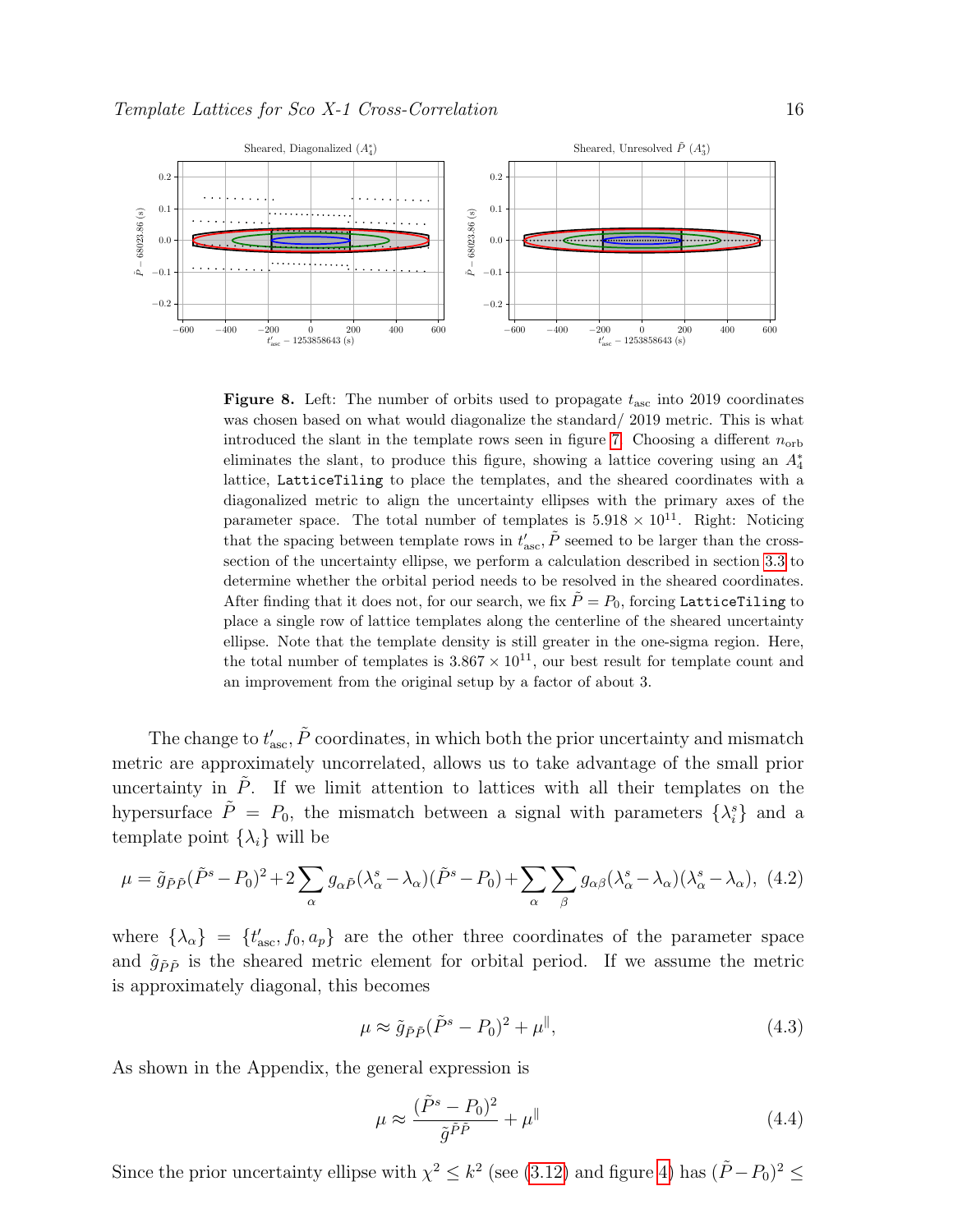**Figure 8.** Left: The number of orbits used to propagate $t_{\rm asc}$ into 2019 coordinates was chosen based on what would diagonalize the standard/ 2019 metric. This is what introduced the slant in the template rows seen in figure 7. Choosing a different $n_{\rm orb}$ eliminates the slant, to produce this figure, showing a lattice covering using an $A_4^*$ lattice, `LatticeTiling` to place the templates, and the sheared coordinates with a diagonalized metric to align the uncertainty ellipses with the primary axes of the parameter space. The total number of templates is $5.918 \times 10^{11}$. Right: Noticing that the spacing between template rows in $t'_{\rm asc}, \tilde{P}$ seemed to be larger than the cross-section of the uncertainty ellipse, we perform a calculation described in section 3.3 to determine whether the orbital period needs to be resolved in the sheared coordinates. After finding that it does not, for our search, we fix $\tilde{P} = P_0$, forcing `LatticeTiling` to place a single row of lattice templates along the centerline of the sheared uncertainty ellipse. Note that the template density is still greater in the one-sigma region. Here, the total number of templates is $3.867 \times 10^{11}$, our best result for template count and an improvement from the original setup by a factor of about 3.

The change to $t'_{\rm asc}, \tilde{P}$ coordinates, in which both the prior uncertainty and mismatch metric are approximately uncorrelated, allows us to take advantage of the small prior uncertainty in $\tilde{P}$. If we limit attention to lattices with all their templates on the hypersurface $\tilde{P} = P_0$, the mismatch between a signal with parameters $\{\lambda_i^s\}$ and a template point $\{\lambda_i\}$ will be

$$\mu = \tilde{g}_{\tilde{P}\tilde{P}}(\tilde{P}^s - P_0)^2 + 2\sum_\alpha g_{\alpha\tilde{P}}(\lambda_\alpha^s - \lambda_\alpha)(\tilde{P}^s - P_0) + \sum_\alpha \sum_\beta g_{\alpha\beta}(\lambda_\alpha^s - \lambda_\alpha)(\lambda_\alpha^s - \lambda_\alpha), \quad (4.2)$$

where $\{\lambda_\alpha\} = \{t'_{\rm asc}, f_0, a_p\}$ are the other three coordinates of the parameter space and $\tilde{g}_{\tilde{P}\tilde{P}}$ is the sheared metric element for orbital period. If we assume the metric is approximately diagonal, this becomes

$$\mu \approx \tilde{g}_{\tilde{P}\tilde{P}}(\tilde{P}^s - P_0)^2 + \mu^{\parallel}, \quad (4.3)$$

As shown in the Appendix, the general expression is

$$\mu \approx \frac{(\tilde{P}^s - P_0)^2}{\tilde{g}^{\tilde{P}\tilde{P}}} + \mu^{\parallel} \quad (4.4)$$

Since the prior uncertainty ellipse with $\chi^2 \leq k^2$ (see (3.12) and figure 4) has $(\tilde{P} - P_0)^2 \leq$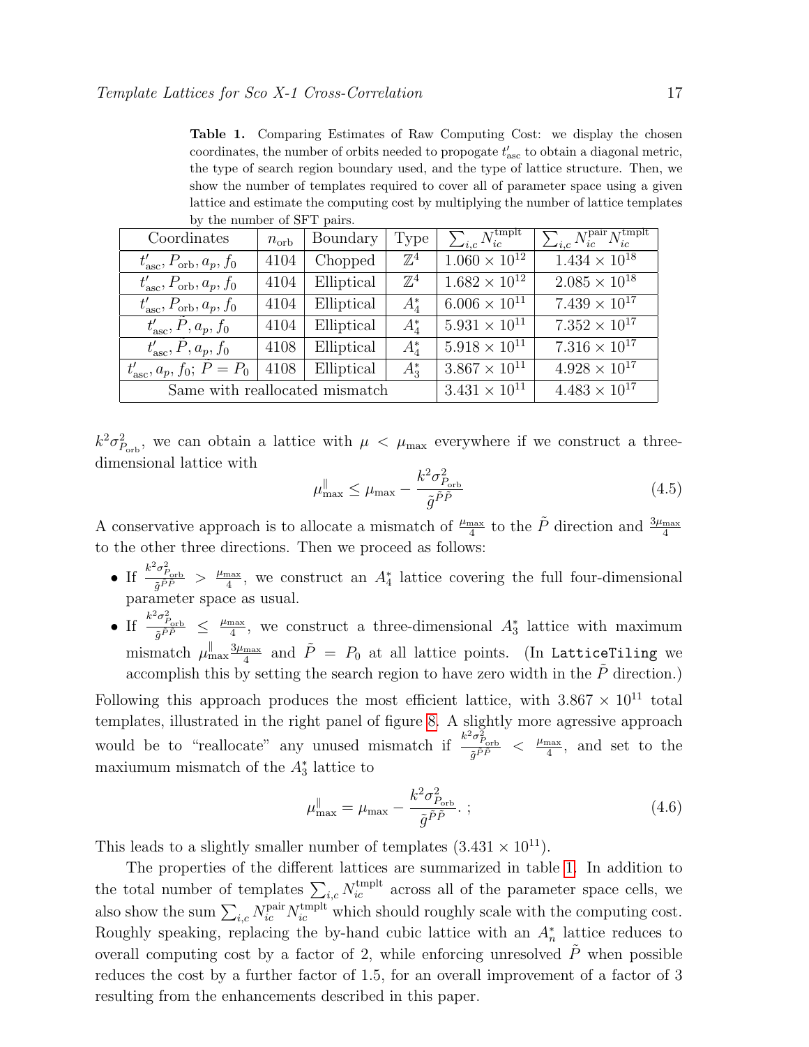**Table 1.** Comparing Estimates of Raw Computing Cost: we display the chosen coordinates, the number of orbits needed to propogate $t'_{\rm asc}$ to obtain a diagonal metric, the type of search region boundary used, and the type of lattice structure. Then, we show the number of templates required to cover all of parameter space using a given lattice and estimate the computing cost by multiplying the number of lattice templates by the number of SFT pairs.

| Coordinates | $n_{\rm orb}$ | Boundary | Type | $\sum_{i,c} N^{\rm tmplt}_{ic}$ | $\sum_{i,c} N^{\rm pair}_{ic} N^{\rm tmplt}_{ic}$ |
|---|---|---|---|---|---|
| $t'_{\rm asc}, P_{\rm orb}, a_p, f_0$ | 4104 | Chopped | $\mathbb{Z}^4$ | $1.060 \times 10^{12}$ | $1.434 \times 10^{18}$ |
| $t'_{\rm asc}, P_{\rm orb}, a_p, f_0$ | 4104 | Elliptical | $\mathbb{Z}^4$ | $1.682 \times 10^{12}$ | $2.085 \times 10^{18}$ |
| $t'_{\rm asc}, P_{\rm orb}, a_p, f_0$ | 4104 | Elliptical | $A_4^*$ | $6.006 \times 10^{11}$ | $7.439 \times 10^{17}$ |
| $t'_{\rm asc}, \tilde{P}, a_p, f_0$ | 4104 | Elliptical | $A_4^*$ | $5.931 \times 10^{11}$ | $7.352 \times 10^{17}$ |
| $t'_{\rm asc}, \tilde{P}, a_p, f_0$ | 4108 | Elliptical | $A_4^*$ | $5.918 \times 10^{11}$ | $7.316 \times 10^{17}$ |
| $t'_{\rm asc}, a_p, f_0$; $\tilde{P} = P_0$ | 4108 | Elliptical | $A_3^*$ | $3.867 \times 10^{11}$ | $4.928 \times 10^{17}$ |
| Same with reallocated mismatch | | | | $3.431 \times 10^{11}$ | $4.483 \times 10^{17}$ |

$k^2\sigma^2_{P_{\rm orb}}$, we can obtain a lattice with $\mu < \mu_{\rm max}$ everywhere if we construct a three-dimensional lattice with

$$\mu^{\parallel}_{\rm max} \leq \mu_{\rm max} - \frac{k^2\sigma^2_{P_{\rm orb}}}{\tilde{g}^{\tilde{P}\tilde{P}}} \tag{4.5}$$

A conservative approach is to allocate a mismatch of $\frac{\mu_{\rm max}}{4}$ to the $\tilde{P}$ direction and $\frac{3\mu_{\rm max}}{4}$ to the other three directions. Then we proceed as follows:

- If $\frac{k^2\sigma^2_{P_{\rm orb}}}{\tilde{g}^{\tilde{P}\tilde{P}}} > \frac{\mu_{\rm max}}{4}$, we construct an $A_4^*$ lattice covering the full four-dimensional parameter space as usual.
- If $\frac{k^2\sigma^2_{P_{\rm orb}}}{\tilde{g}^{\tilde{P}\tilde{P}}} \leq \frac{\mu_{\rm max}}{4}$, we construct a three-dimensional $A_3^*$ lattice with maximum mismatch $\mu^{\parallel}_{\rm max}\frac{3\mu_{\rm max}}{4}$ and $\tilde{P} = P_0$ at all lattice points. (In `LatticeTiling` we accomplish this by setting the search region to have zero width in the $\tilde{P}$ direction.)

Following this approach produces the most efficient lattice, with $3.867 \times 10^{11}$ total templates, illustrated in the right panel of figure 8. A slightly more agressive approach would be to "reallocate" any unused mismatch if $\frac{k^2\sigma^2_{P_{\rm orb}}}{\tilde{g}^{\tilde{P}\tilde{P}}} < \frac{\mu_{\rm max}}{4}$, and set to the maxiumum mismatch of the $A_3^*$ lattice to

$$\mu^{\parallel}_{\rm max} = \mu_{\rm max} - \frac{k^2\sigma^2_{P_{\rm orb}}}{\tilde{g}^{\tilde{P}\tilde{P}}}. ; \tag{4.6}$$

This leads to a slightly smaller number of templates ($3.431 \times 10^{11}$).

The properties of the different lattices are summarized in table 1. In addition to the total number of templates $\sum_{i,c} N^{\rm tmplt}_{ic}$ across all of the parameter space cells, we also show the sum $\sum_{i,c} N^{\rm pair}_{ic} N^{\rm tmplt}_{ic}$ which should roughly scale with the computing cost. Roughly speaking, replacing the by-hand cubic lattice with an $A_n^*$ lattice reduces to overall computing cost by a factor of 2, while enforcing unresolved $\tilde{P}$ when possible reduces the cost by a further factor of 1.5, for an overall improvement of a factor of 3 resulting from the enhancements described in this paper.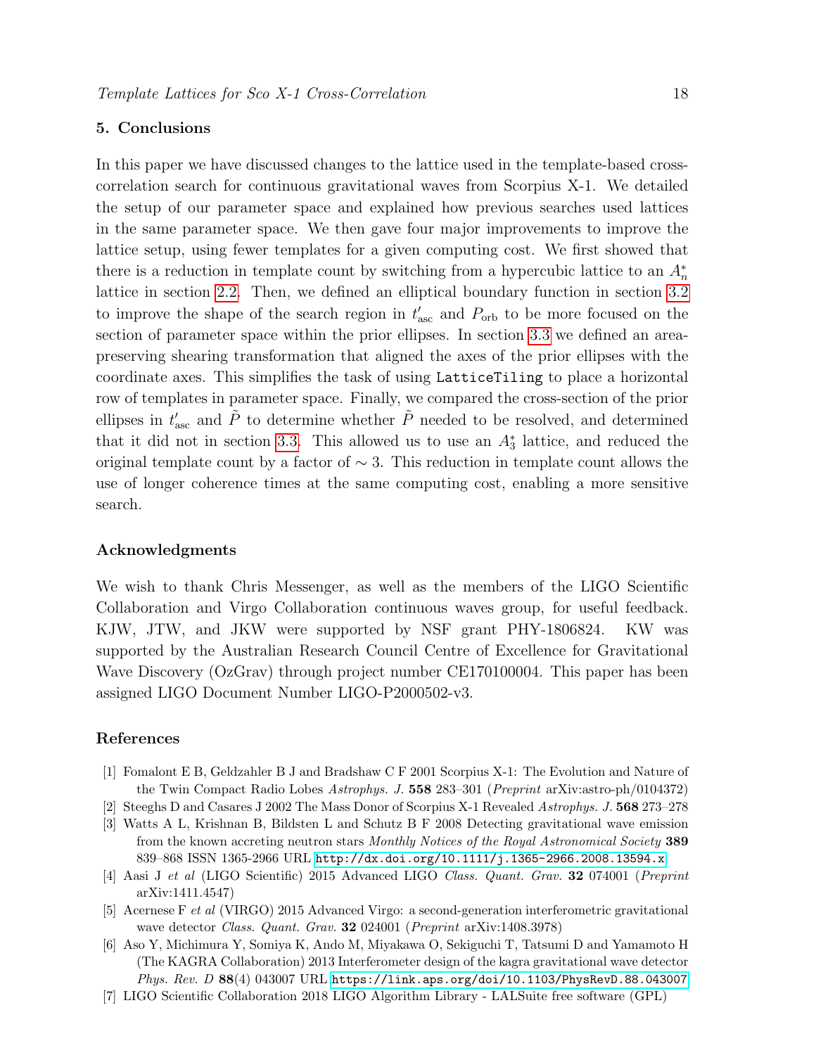## 5. Conclusions

In this paper we have discussed changes to the lattice used in the template-based cross-correlation search for continuous gravitational waves from Scorpius X-1. We detailed the setup of our parameter space and explained how previous searches used lattices in the same parameter space. We then gave four major improvements to improve the lattice setup, using fewer templates for a given computing cost. We first showed that there is a reduction in template count by switching from a hypercubic lattice to an $A_n^*$ lattice in section 2.2. Then, we defined an elliptical boundary function in section 3.2 to improve the shape of the search region in $t'_{\mathrm{asc}}$ and $P_{\mathrm{orb}}$ to be more focused on the section of parameter space within the prior ellipses. In section 3.3 we defined an area-preserving shearing transformation that aligned the axes of the prior ellipses with the coordinate axes. This simplifies the task of using `LatticeTiling` to place a horizontal row of templates in parameter space. Finally, we compared the cross-section of the prior ellipses in $t'_{\mathrm{asc}}$ and $\tilde{P}$ to determine whether $\tilde{P}$ needed to be resolved, and determined that it did not in section 3.3. This allowed us to use an $A_3^*$ lattice, and reduced the original template count by a factor of $\sim 3$. This reduction in template count allows the use of longer coherence times at the same computing cost, enabling a more sensitive search.

### Acknowledgments

We wish to thank Chris Messenger, as well as the members of the LIGO Scientific Collaboration and Virgo Collaboration continuous waves group, for useful feedback. KJW, JTW, and JKW were supported by NSF grant PHY-1806824. KW was supported by the Australian Research Council Centre of Excellence for Gravitational Wave Discovery (OzGrav) through project number CE170100004. This paper has been assigned LIGO Document Number LIGO-P2000502-v3.

### References

[1] Fomalont E B, Geldzahler B J and Bradshaw C F 2001 Scorpius X-1: The Evolution and Nature of the Twin Compact Radio Lobes *Astrophys. J.* **558** 283–301 (*Preprint* arXiv:astro-ph/0104372)

[2] Steeghs D and Casares J 2002 The Mass Donor of Scorpius X-1 Revealed *Astrophys. J.* **568** 273–278

[3] Watts A L, Krishnan B, Bildsten L and Schutz B F 2008 Detecting gravitational wave emission from the known accreting neutron stars *Monthly Notices of the Royal Astronomical Society* **389** 839–868 ISSN 1365-2966 URL http://dx.doi.org/10.1111/j.1365-2966.2008.13594.x

[4] Aasi J *et al* (LIGO Scientific) 2015 Advanced LIGO *Class. Quant. Grav.* **32** 074001 (*Preprint* arXiv:1411.4547)

[5] Acernese F *et al* (VIRGO) 2015 Advanced Virgo: a second-generation interferometric gravitational wave detector *Class. Quant. Grav.* **32** 024001 (*Preprint* arXiv:1408.3978)

[6] Aso Y, Michimura Y, Somiya K, Ando M, Miyakawa O, Sekiguchi T, Tatsumi D and Yamamoto H (The KAGRA Collaboration) 2013 Interferometer design of the kagra gravitational wave detector *Phys. Rev. D* **88**(4) 043007 URL https://link.aps.org/doi/10.1103/PhysRevD.88.043007

[7] LIGO Scientific Collaboration 2018 LIGO Algorithm Library - LALSuite free software (GPL)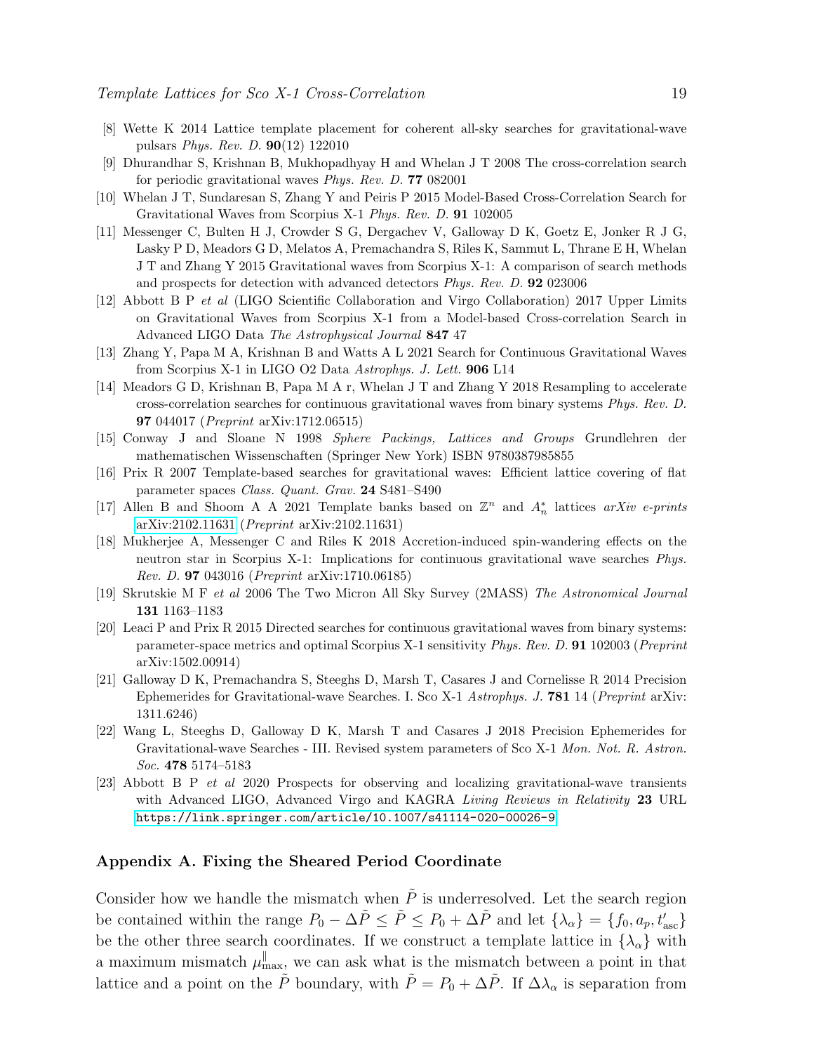[8] Wette K 2014 Lattice template placement for coherent all-sky searches for gravitational-wave pulsars *Phys. Rev. D.* **90**(12) 122010

[9] Dhurandhar S, Krishnan B, Mukhopadhyay H and Whelan J T 2008 The cross-correlation search for periodic gravitational waves *Phys. Rev. D.* **77** 082001

[10] Whelan J T, Sundaresan S, Zhang Y and Peiris P 2015 Model-Based Cross-Correlation Search for Gravitational Waves from Scorpius X-1 *Phys. Rev. D.* **91** 102005

[11] Messenger C, Bulten H J, Crowder S G, Dergachev V, Galloway D K, Goetz E, Jonker R J G, Lasky P D, Meadors G D, Melatos A, Premachandra S, Riles K, Sammut L, Thrane E H, Whelan J T and Zhang Y 2015 Gravitational waves from Scorpius X-1: A comparison of search methods and prospects for detection with advanced detectors *Phys. Rev. D.* **92** 023006

[12] Abbott B P *et al* (LIGO Scientific Collaboration and Virgo Collaboration) 2017 Upper Limits on Gravitational Waves from Scorpius X-1 from a Model-based Cross-correlation Search in Advanced LIGO Data *The Astrophysical Journal* **847** 47

[13] Zhang Y, Papa M A, Krishnan B and Watts A L 2021 Search for Continuous Gravitational Waves from Scorpius X-1 in LIGO O2 Data *Astrophys. J. Lett.* **906** L14

[14] Meadors G D, Krishnan B, Papa M A r, Whelan J T and Zhang Y 2018 Resampling to accelerate cross-correlation searches for continuous gravitational waves from binary systems *Phys. Rev. D.* **97** 044017 (*Preprint* arXiv:1712.06515)

[15] Conway J and Sloane N 1998 *Sphere Packings, Lattices and Groups* Grundlehren der mathematischen Wissenschaften (Springer New York) ISBN 9780387985855

[16] Prix R 2007 Template-based searches for gravitational waves: Efficient lattice covering of flat parameter spaces *Class. Quant. Grav.* **24** S481–S490

[17] Allen B and Shoom A A 2021 Template banks based on $\mathbb{Z}^n$ and $A_n^*$ lattices *arXiv e-prints* arXiv:2102.11631 (*Preprint* arXiv:2102.11631)

[18] Mukherjee A, Messenger C and Riles K 2018 Accretion-induced spin-wandering effects on the neutron star in Scorpius X-1: Implications for continuous gravitational wave searches *Phys. Rev. D.* **97** 043016 (*Preprint* arXiv:1710.06185)

[19] Skrutskie M F *et al* 2006 The Two Micron All Sky Survey (2MASS) *The Astronomical Journal* **131** 1163–1183

[20] Leaci P and Prix R 2015 Directed searches for continuous gravitational waves from binary systems: parameter-space metrics and optimal Scorpius X-1 sensitivity *Phys. Rev. D.* **91** 102003 (*Preprint* arXiv:1502.00914)

[21] Galloway D K, Premachandra S, Steeghs D, Marsh T, Casares J and Cornelisse R 2014 Precision Ephemerides for Gravitational-wave Searches. I. Sco X-1 *Astrophys. J.* **781** 14 (*Preprint* arXiv: 1311.6246)

[22] Wang L, Steeghs D, Galloway D K, Marsh T and Casares J 2018 Precision Ephemerides for Gravitational-wave Searches - III. Revised system parameters of Sco X-1 *Mon. Not. R. Astron. Soc.* **478** 5174–5183

[23] Abbott B P *et al* 2020 Prospects for observing and localizing gravitational-wave transients with Advanced LIGO, Advanced Virgo and KAGRA *Living Reviews in Relativity* **23** URL https://link.springer.com/article/10.1007/s41114-020-00026-9

## Appendix A. Fixing the Sheared Period Coordinate

Consider how we handle the mismatch when $\tilde{P}$ is underresolved. Let the search region be contained within the range $P_0 - \Delta\tilde{P} \leq \tilde{P} \leq P_0 + \Delta\tilde{P}$ and let $\{\lambda_\alpha\} = \{f_0, a_p, t'_{\text{asc}}\}$ be the other three search coordinates. If we construct a template lattice in $\{\lambda_\alpha\}$ with a maximum mismatch $\mu^{\parallel}_{\text{max}}$, we can ask what is the mismatch between a point in that lattice and a point on the $\tilde{P}$ boundary, with $\tilde{P} = P_0 + \Delta\tilde{P}$. If $\Delta\lambda_\alpha$ is separation from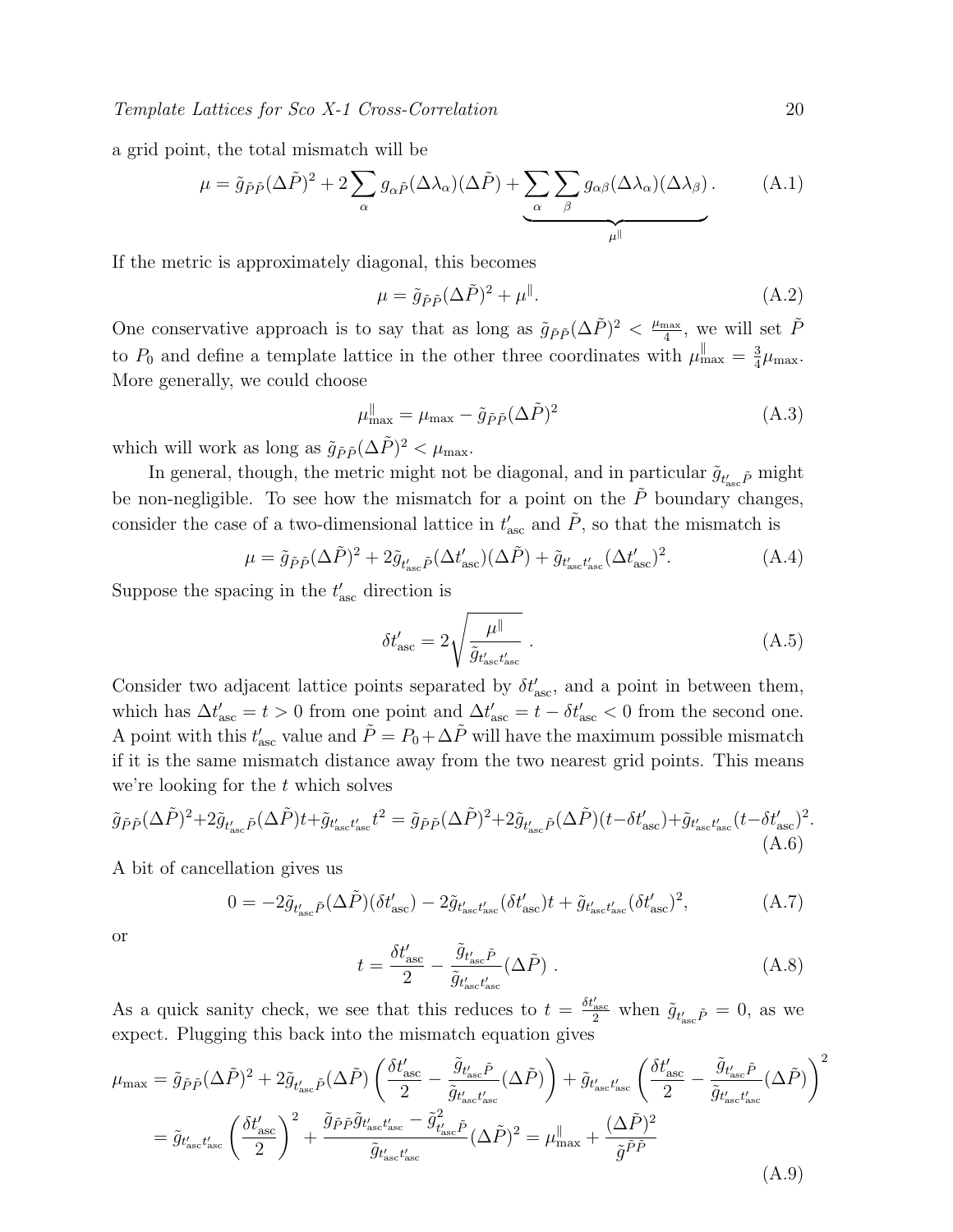a grid point, the total mismatch will be

$$\mu = \tilde{g}_{\tilde{P}\tilde{P}}(\Delta\tilde{P})^2 + 2\sum_{\alpha} g_{\alpha\tilde{P}}(\Delta\lambda_\alpha)(\Delta\tilde{P}) + \underbrace{\sum_{\alpha}\sum_{\beta} g_{\alpha\beta}(\Delta\lambda_\alpha)(\Delta\lambda_\beta)}_{\mu^{\parallel}}. \tag{A.1}$$

If the metric is approximately diagonal, this becomes

$$\mu = \tilde{g}_{\tilde{P}\tilde{P}}(\Delta\tilde{P})^2 + \mu^{\parallel}. \tag{A.2}$$

One conservative approach is to say that as long as $\tilde{g}_{\tilde{P}\tilde{P}}(\Delta\tilde{P})^2 < \frac{\mu_{\max}}{4}$, we will set $\tilde{P}$ to $P_0$ and define a template lattice in the other three coordinates with $\mu^{\parallel}_{\max} = \frac{3}{4}\mu_{\max}$. More generally, we could choose

$$\mu^{\parallel}_{\max} = \mu_{\max} - \tilde{g}_{\tilde{P}\tilde{P}}(\Delta\tilde{P})^2 \tag{A.3}$$

which will work as long as $\tilde{g}_{\tilde{P}\tilde{P}}(\Delta\tilde{P})^2 < \mu_{\max}$.

In general, though, the metric might not be diagonal, and in particular $\tilde{g}_{t'_{\mathrm{asc}}\tilde{P}}$ might be non-negligible. To see how the mismatch for a point on the $\tilde{P}$ boundary changes, consider the case of a two-dimensional lattice in $t'_{\mathrm{asc}}$ and $\tilde{P}$, so that the mismatch is

$$\mu = \tilde{g}_{\tilde{P}\tilde{P}}(\Delta\tilde{P})^2 + 2\tilde{g}_{t'_{\mathrm{asc}}\tilde{P}}(\Delta t'_{\mathrm{asc}})(\Delta\tilde{P}) + \tilde{g}_{t'_{\mathrm{asc}}t'_{\mathrm{asc}}}(\Delta t'_{\mathrm{asc}})^2. \tag{A.4}$$

Suppose the spacing in the $t'_{\mathrm{asc}}$ direction is

$$\delta t'_{\mathrm{asc}} = 2\sqrt{\frac{\mu^{\parallel}}{\tilde{g}_{t'_{\mathrm{asc}}t'_{\mathrm{asc}}}}}\ . \tag{A.5}$$

Consider two adjacent lattice points separated by $\delta t'_{\mathrm{asc}}$, and a point in between them, which has $\Delta t'_{\mathrm{asc}} = t > 0$ from one point and $\Delta t'_{\mathrm{asc}} = t - \delta t'_{\mathrm{asc}} < 0$ from the second one. A point with this $t'_{\mathrm{asc}}$ value and $\tilde{P} = P_0 + \Delta\tilde{P}$ will have the maximum possible mismatch if it is the same mismatch distance away from the two nearest grid points. This means we're looking for the $t$ which solves

$$\tilde{g}_{\tilde{P}\tilde{P}}(\Delta\tilde{P})^2 + 2\tilde{g}_{t'_{\mathrm{asc}}\tilde{P}}(\Delta\tilde{P})t + \tilde{g}_{t'_{\mathrm{asc}}t'_{\mathrm{asc}}}t^2 = \tilde{g}_{\tilde{P}\tilde{P}}(\Delta\tilde{P})^2 + 2\tilde{g}_{t'_{\mathrm{asc}}\tilde{P}}(\Delta\tilde{P})(t - \delta t'_{\mathrm{asc}}) + \tilde{g}_{t'_{\mathrm{asc}}t'_{\mathrm{asc}}}(t - \delta t'_{\mathrm{asc}})^2. \tag{A.6}$$

A bit of cancellation gives us

$$0 = -2\tilde{g}_{t'_{\mathrm{asc}}\tilde{P}}(\Delta\tilde{P})(\delta t'_{\mathrm{asc}}) - 2\tilde{g}_{t'_{\mathrm{asc}}t'_{\mathrm{asc}}}(\delta t'_{\mathrm{asc}})t + \tilde{g}_{t'_{\mathrm{asc}}t'_{\mathrm{asc}}}(\delta t'_{\mathrm{asc}})^2, \tag{A.7}$$

or

$$t = \frac{\delta t'_{\mathrm{asc}}}{2} - \frac{\tilde{g}_{t'_{\mathrm{asc}}\tilde{P}}}{\tilde{g}_{t'_{\mathrm{asc}}t'_{\mathrm{asc}}}}(\Delta\tilde{P})\ . \tag{A.8}$$

As a quick sanity check, we see that this reduces to $t = \frac{\delta t'_{\mathrm{asc}}}{2}$ when $\tilde{g}_{t'_{\mathrm{asc}}\tilde{P}} = 0$, as we expect. Plugging this back into the mismatch equation gives

$$\begin{aligned}
\mu_{\max} &= \tilde{g}_{\tilde{P}\tilde{P}}(\Delta\tilde{P})^2 + 2\tilde{g}_{t'_{\mathrm{asc}}\tilde{P}}(\Delta\tilde{P})\left(\frac{\delta t'_{\mathrm{asc}}}{2} - \frac{\tilde{g}_{t'_{\mathrm{asc}}\tilde{P}}}{\tilde{g}_{t'_{\mathrm{asc}}t'_{\mathrm{asc}}}}(\Delta\tilde{P})\right) + \tilde{g}_{t'_{\mathrm{asc}}t'_{\mathrm{asc}}}\left(\frac{\delta t'_{\mathrm{asc}}}{2} - \frac{\tilde{g}_{t'_{\mathrm{asc}}\tilde{P}}}{\tilde{g}_{t'_{\mathrm{asc}}t'_{\mathrm{asc}}}}(\Delta\tilde{P})\right)^2 \\
&= \tilde{g}_{t'_{\mathrm{asc}}t'_{\mathrm{asc}}}\left(\frac{\delta t'_{\mathrm{asc}}}{2}\right)^2 + \frac{\tilde{g}_{\tilde{P}\tilde{P}}\tilde{g}_{t'_{\mathrm{asc}}t'_{\mathrm{asc}}} - \tilde{g}^2_{t'_{\mathrm{asc}}\tilde{P}}}{\tilde{g}_{t'_{\mathrm{asc}}t'_{\mathrm{asc}}}}(\Delta\tilde{P})^2 = \mu^{\parallel}_{\max} + \frac{(\Delta\tilde{P})^2}{\tilde{g}^{\tilde{P}\tilde{P}}}
\end{aligned} \tag{A.9}$$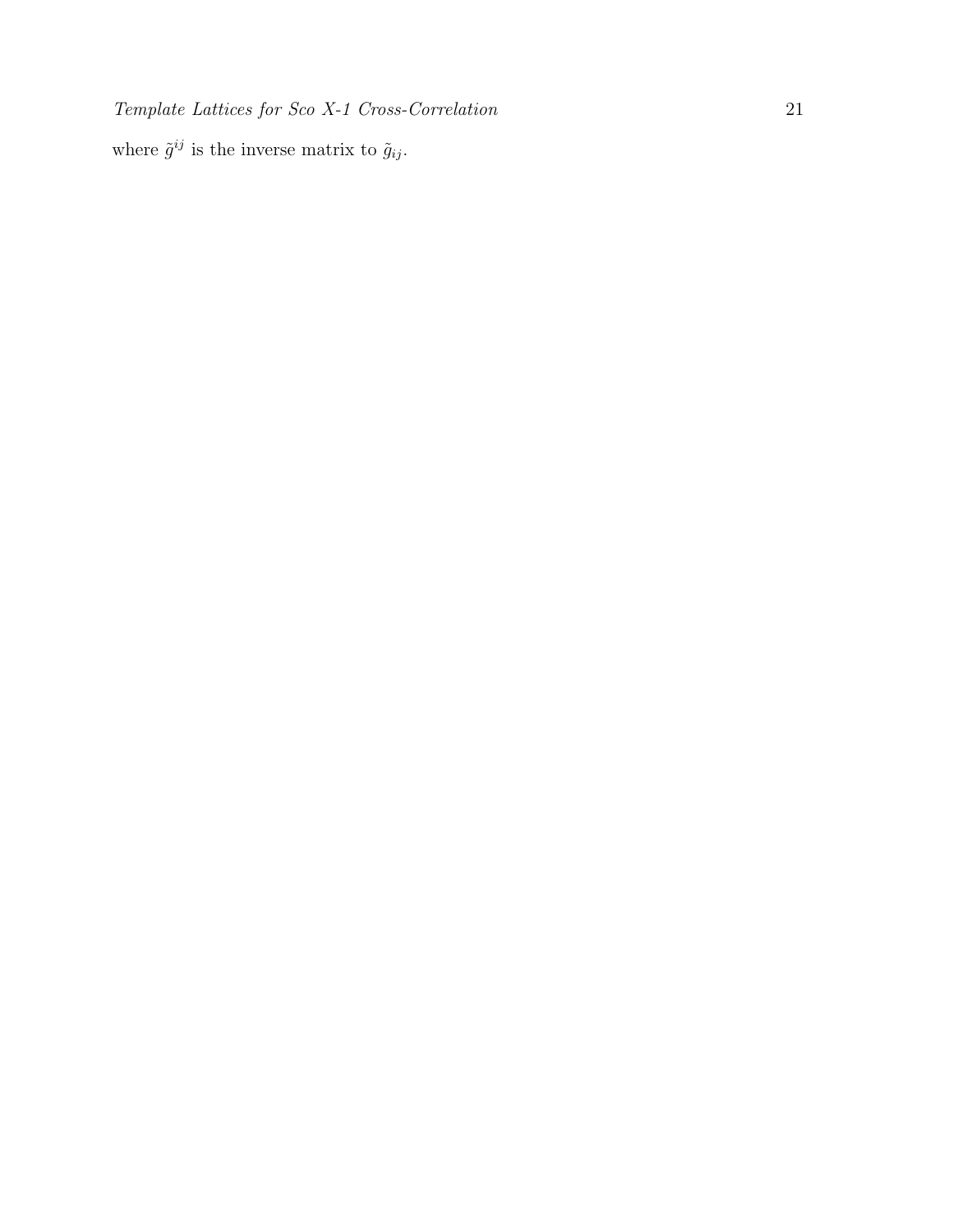where $\tilde{g}^{ij}$ is the inverse matrix to $\tilde{g}_{ij}$.